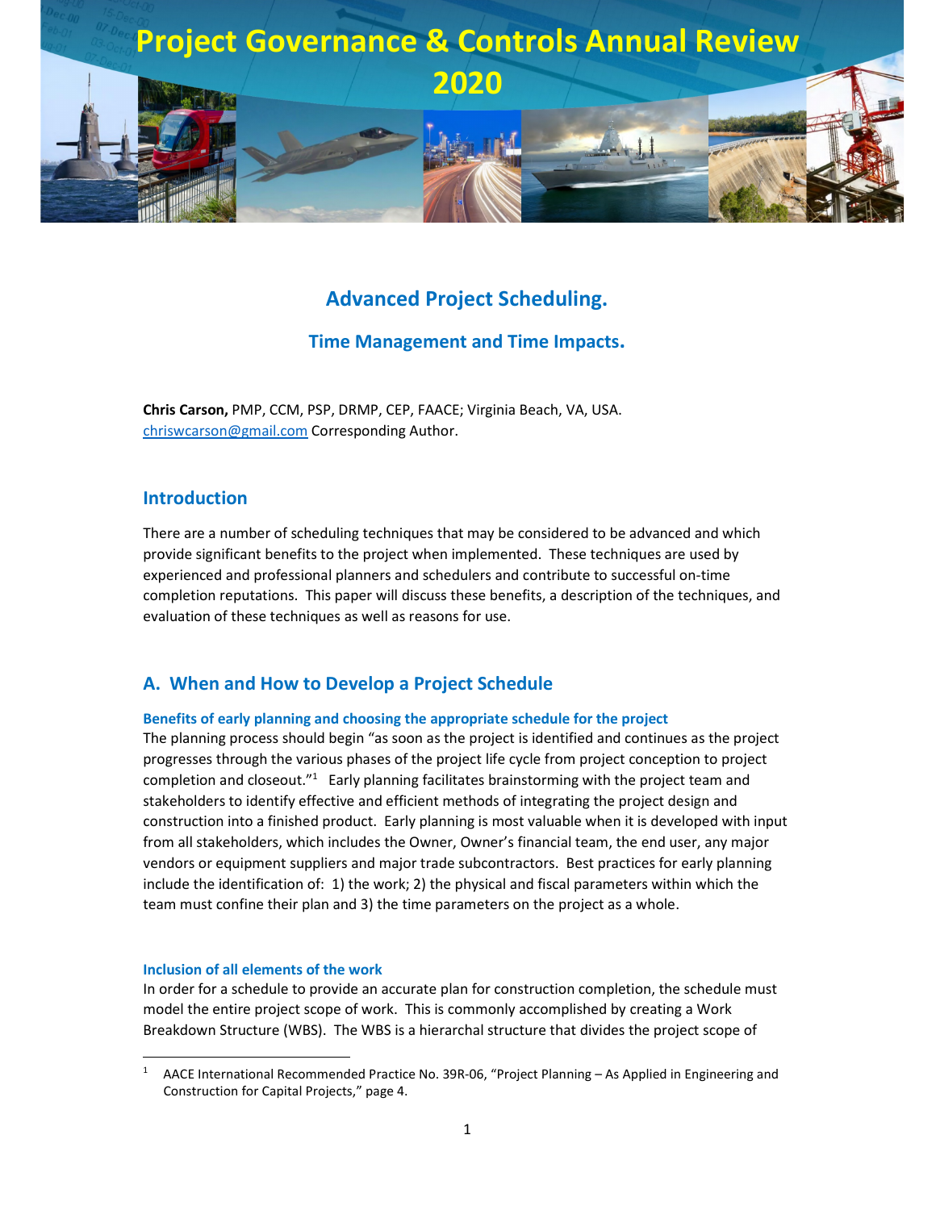# Project Governance & Controls Annual Review 2020

## Advanced Project Scheduling.

### Time Management and Time Impacts.

**Chris Carson,** PMP, CCM, PSP, DRMP, CEP, FAACE; Virginia Beach, VA, USA.
chriswcarson@gmail.com Corresponding Author.

## Introduction

There are a number of scheduling techniques that may be considered to be advanced and which provide significant benefits to the project when implemented. These techniques are used by experienced and professional planners and schedulers and contribute to successful on-time completion reputations. This paper will discuss these benefits, a description of the techniques, and evaluation of these techniques as well as reasons for use.

## A. When and How to Develop a Project Schedule

#### Benefits of early planning and choosing the appropriate schedule for the project

The planning process should begin "as soon as the project is identified and continues as the project progresses through the various phases of the project life cycle from project conception to project completion and closeout."[1] Early planning facilitates brainstorming with the project team and stakeholders to identify effective and efficient methods of integrating the project design and construction into a finished product. Early planning is most valuable when it is developed with input from all stakeholders, which includes the Owner, Owner's financial team, the end user, any major vendors or equipment suppliers and major trade subcontractors. Best practices for early planning include the identification of: 1) the work; 2) the physical and fiscal parameters within which the team must confine their plan and 3) the time parameters on the project as a whole.

#### Inclusion of all elements of the work

In order for a schedule to provide an accurate plan for construction completion, the schedule must model the entire project scope of work. This is commonly accomplished by creating a Work Breakdown Structure (WBS). The WBS is a hierarchal structure that divides the project scope of

---

[1] AACE International Recommended Practice No. 39R-06, "Project Planning – As Applied in Engineering and Construction for Capital Projects," page 4.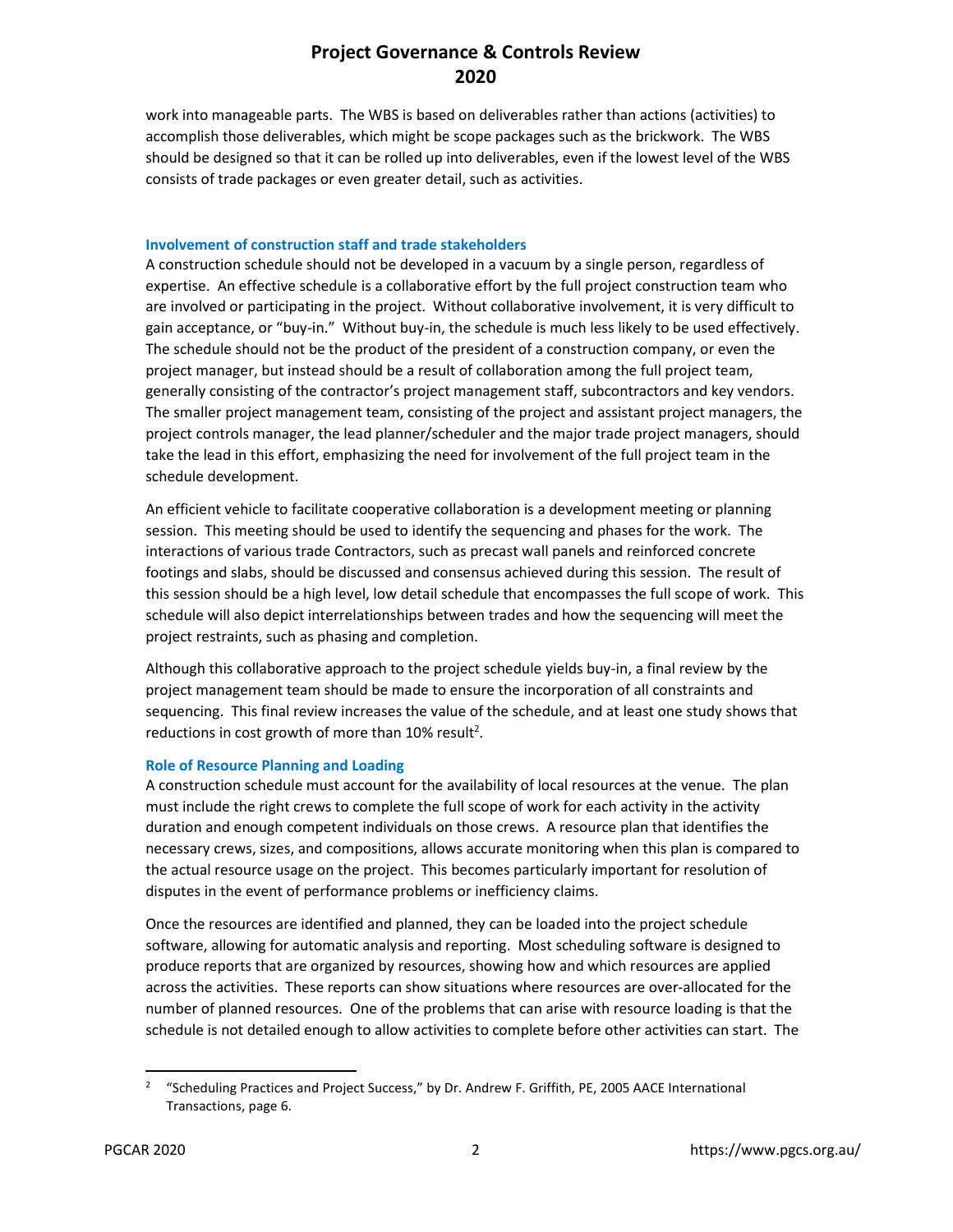work into manageable parts. The WBS is based on deliverables rather than actions (activities) to accomplish those deliverables, which might be scope packages such as the brickwork. The WBS should be designed so that it can be rolled up into deliverables, even if the lowest level of the WBS consists of trade packages or even greater detail, such as activities.

### Involvement of construction staff and trade stakeholders

A construction schedule should not be developed in a vacuum by a single person, regardless of expertise. An effective schedule is a collaborative effort by the full project construction team who are involved or participating in the project. Without collaborative involvement, it is very difficult to gain acceptance, or "buy-in." Without buy-in, the schedule is much less likely to be used effectively. The schedule should not be the product of the president of a construction company, or even the project manager, but instead should be a result of collaboration among the full project team, generally consisting of the contractor's project management staff, subcontractors and key vendors. The smaller project management team, consisting of the project and assistant project managers, the project controls manager, the lead planner/scheduler and the major trade project managers, should take the lead in this effort, emphasizing the need for involvement of the full project team in the schedule development.

An efficient vehicle to facilitate cooperative collaboration is a development meeting or planning session. This meeting should be used to identify the sequencing and phases for the work. The interactions of various trade Contractors, such as precast wall panels and reinforced concrete footings and slabs, should be discussed and consensus achieved during this session. The result of this session should be a high level, low detail schedule that encompasses the full scope of work. This schedule will also depict interrelationships between trades and how the sequencing will meet the project restraints, such as phasing and completion.

Although this collaborative approach to the project schedule yields buy-in, a final review by the project management team should be made to ensure the incorporation of all constraints and sequencing. This final review increases the value of the schedule, and at least one study shows that reductions in cost growth of more than 10% result[2].

### Role of Resource Planning and Loading

A construction schedule must account for the availability of local resources at the venue. The plan must include the right crews to complete the full scope of work for each activity in the activity duration and enough competent individuals on those crews. A resource plan that identifies the necessary crews, sizes, and compositions, allows accurate monitoring when this plan is compared to the actual resource usage on the project. This becomes particularly important for resolution of disputes in the event of performance problems or inefficiency claims.

Once the resources are identified and planned, they can be loaded into the project schedule software, allowing for automatic analysis and reporting. Most scheduling software is designed to produce reports that are organized by resources, showing how and which resources are applied across the activities. These reports can show situations where resources are over-allocated for the number of planned resources. One of the problems that can arise with resource loading is that the schedule is not detailed enough to allow activities to complete before other activities can start. The

[2] "Scheduling Practices and Project Success," by Dr. Andrew F. Griffith, PE, 2005 AACE International Transactions, page 6.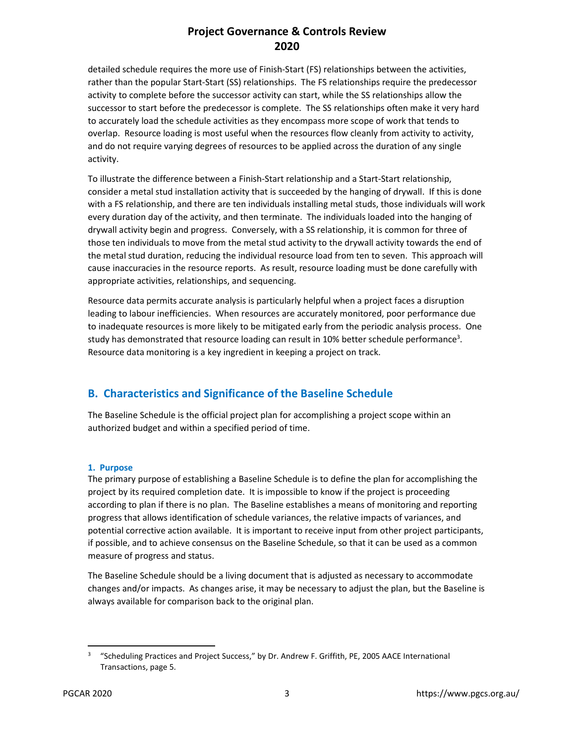detailed schedule requires the more use of Finish-Start (FS) relationships between the activities, rather than the popular Start-Start (SS) relationships. The FS relationships require the predecessor activity to complete before the successor activity can start, while the SS relationships allow the successor to start before the predecessor is complete. The SS relationships often make it very hard to accurately load the schedule activities as they encompass more scope of work that tends to overlap. Resource loading is most useful when the resources flow cleanly from activity to activity, and do not require varying degrees of resources to be applied across the duration of any single activity.

To illustrate the difference between a Finish-Start relationship and a Start-Start relationship, consider a metal stud installation activity that is succeeded by the hanging of drywall. If this is done with a FS relationship, and there are ten individuals installing metal studs, those individuals will work every duration day of the activity, and then terminate. The individuals loaded into the hanging of drywall activity begin and progress. Conversely, with a SS relationship, it is common for three of those ten individuals to move from the metal stud activity to the drywall activity towards the end of the metal stud duration, reducing the individual resource load from ten to seven. This approach will cause inaccuracies in the resource reports. As result, resource loading must be done carefully with appropriate activities, relationships, and sequencing.

Resource data permits accurate analysis is particularly helpful when a project faces a disruption leading to labour inefficiencies. When resources are accurately monitored, poor performance due to inadequate resources is more likely to be mitigated early from the periodic analysis process. One study has demonstrated that resource loading can result in 10% better schedule performance[3]. Resource data monitoring is a key ingredient in keeping a project on track.

## B. Characteristics and Significance of the Baseline Schedule

The Baseline Schedule is the official project plan for accomplishing a project scope within an authorized budget and within a specified period of time.

### 1. Purpose

The primary purpose of establishing a Baseline Schedule is to define the plan for accomplishing the project by its required completion date. It is impossible to know if the project is proceeding according to plan if there is no plan. The Baseline establishes a means of monitoring and reporting progress that allows identification of schedule variances, the relative impacts of variances, and potential corrective action available. It is important to receive input from other project participants, if possible, and to achieve consensus on the Baseline Schedule, so that it can be used as a common measure of progress and status.

The Baseline Schedule should be a living document that is adjusted as necessary to accommodate changes and/or impacts. As changes arise, it may be necessary to adjust the plan, but the Baseline is always available for comparison back to the original plan.

---

[3] "Scheduling Practices and Project Success," by Dr. Andrew F. Griffith, PE, 2005 AACE International Transactions, page 5.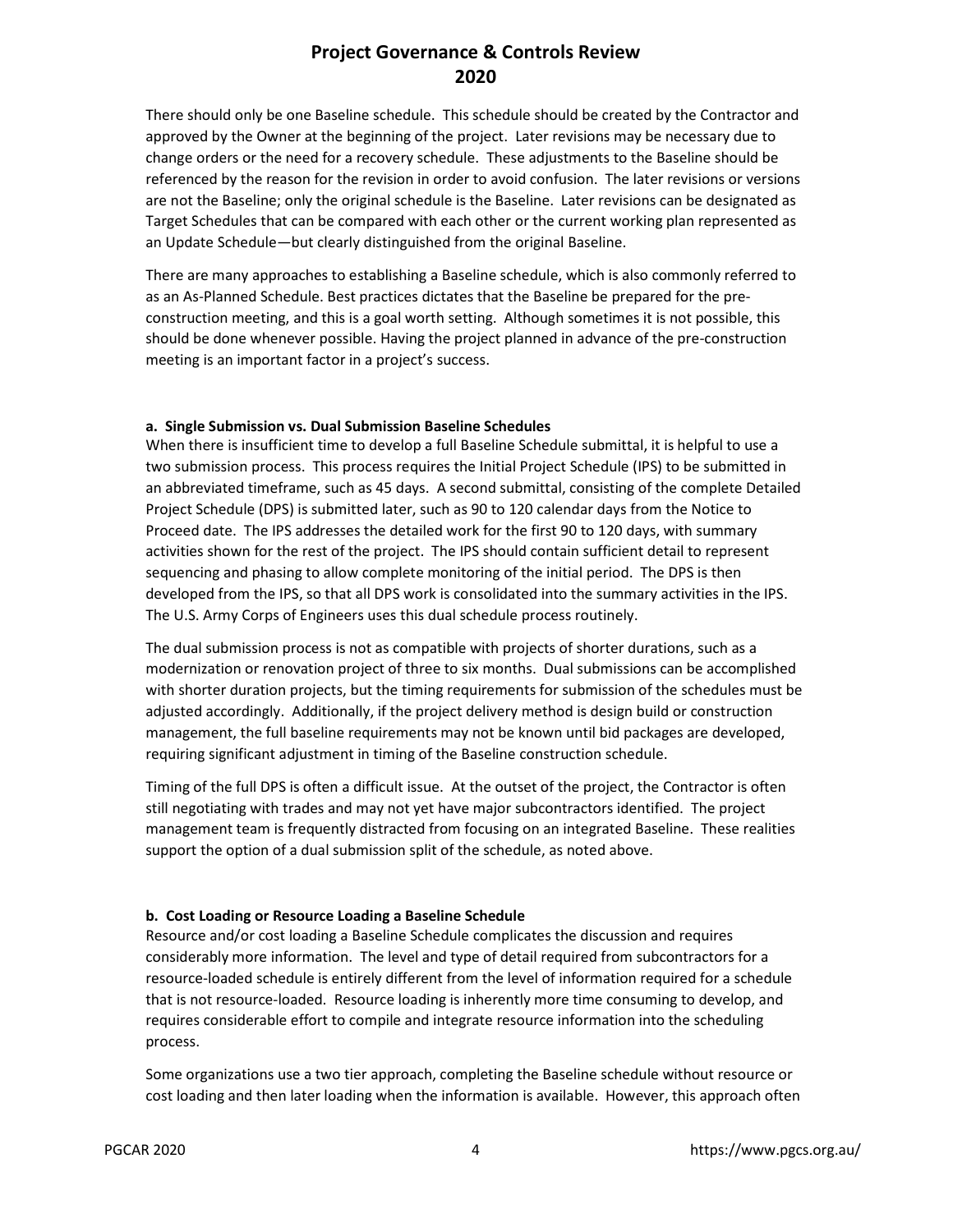There should only be one Baseline schedule. This schedule should be created by the Contractor and approved by the Owner at the beginning of the project. Later revisions may be necessary due to change orders or the need for a recovery schedule. These adjustments to the Baseline should be referenced by the reason for the revision in order to avoid confusion. The later revisions or versions are not the Baseline; only the original schedule is the Baseline. Later revisions can be designated as Target Schedules that can be compared with each other or the current working plan represented as an Update Schedule—but clearly distinguished from the original Baseline.

There are many approaches to establishing a Baseline schedule, which is also commonly referred to as an As-Planned Schedule. Best practices dictates that the Baseline be prepared for the pre-construction meeting, and this is a goal worth setting. Although sometimes it is not possible, this should be done whenever possible. Having the project planned in advance of the pre-construction meeting is an important factor in a project's success.

#### a. Single Submission vs. Dual Submission Baseline Schedules

When there is insufficient time to develop a full Baseline Schedule submittal, it is helpful to use a two submission process. This process requires the Initial Project Schedule (IPS) to be submitted in an abbreviated timeframe, such as 45 days. A second submittal, consisting of the complete Detailed Project Schedule (DPS) is submitted later, such as 90 to 120 calendar days from the Notice to Proceed date. The IPS addresses the detailed work for the first 90 to 120 days, with summary activities shown for the rest of the project. The IPS should contain sufficient detail to represent sequencing and phasing to allow complete monitoring of the initial period. The DPS is then developed from the IPS, so that all DPS work is consolidated into the summary activities in the IPS. The U.S. Army Corps of Engineers uses this dual schedule process routinely.

The dual submission process is not as compatible with projects of shorter durations, such as a modernization or renovation project of three to six months. Dual submissions can be accomplished with shorter duration projects, but the timing requirements for submission of the schedules must be adjusted accordingly. Additionally, if the project delivery method is design build or construction management, the full baseline requirements may not be known until bid packages are developed, requiring significant adjustment in timing of the Baseline construction schedule.

Timing of the full DPS is often a difficult issue. At the outset of the project, the Contractor is often still negotiating with trades and may not yet have major subcontractors identified. The project management team is frequently distracted from focusing on an integrated Baseline. These realities support the option of a dual submission split of the schedule, as noted above.

#### b. Cost Loading or Resource Loading a Baseline Schedule

Resource and/or cost loading a Baseline Schedule complicates the discussion and requires considerably more information. The level and type of detail required from subcontractors for a resource-loaded schedule is entirely different from the level of information required for a schedule that is not resource-loaded. Resource loading is inherently more time consuming to develop, and requires considerable effort to compile and integrate resource information into the scheduling process.

Some organizations use a two tier approach, completing the Baseline schedule without resource or cost loading and then later loading when the information is available. However, this approach often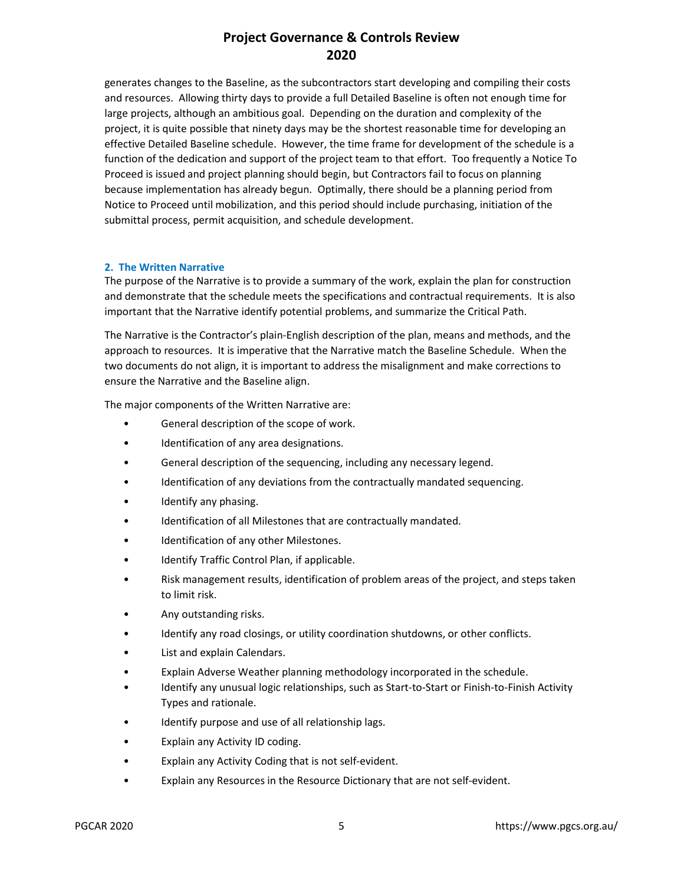generates changes to the Baseline, as the subcontractors start developing and compiling their costs and resources. Allowing thirty days to provide a full Detailed Baseline is often not enough time for large projects, although an ambitious goal. Depending on the duration and complexity of the project, it is quite possible that ninety days may be the shortest reasonable time for developing an effective Detailed Baseline schedule. However, the time frame for development of the schedule is a function of the dedication and support of the project team to that effort. Too frequently a Notice To Proceed is issued and project planning should begin, but Contractors fail to focus on planning because implementation has already begun. Optimally, there should be a planning period from Notice to Proceed until mobilization, and this period should include purchasing, initiation of the submittal process, permit acquisition, and schedule development.

### 2. The Written Narrative

The purpose of the Narrative is to provide a summary of the work, explain the plan for construction and demonstrate that the schedule meets the specifications and contractual requirements. It is also important that the Narrative identify potential problems, and summarize the Critical Path.

The Narrative is the Contractor's plain-English description of the plan, means and methods, and the approach to resources. It is imperative that the Narrative match the Baseline Schedule. When the two documents do not align, it is important to address the misalignment and make corrections to ensure the Narrative and the Baseline align.

The major components of the Written Narrative are:

- General description of the scope of work.
- Identification of any area designations.
- General description of the sequencing, including any necessary legend.
- Identification of any deviations from the contractually mandated sequencing.
- Identify any phasing.
- Identification of all Milestones that are contractually mandated.
- Identification of any other Milestones.
- Identify Traffic Control Plan, if applicable.
- Risk management results, identification of problem areas of the project, and steps taken to limit risk.
- Any outstanding risks.
- Identify any road closings, or utility coordination shutdowns, or other conflicts.
- List and explain Calendars.
- Explain Adverse Weather planning methodology incorporated in the schedule.
- Identify any unusual logic relationships, such as Start-to-Start or Finish-to-Finish Activity Types and rationale.
- Identify purpose and use of all relationship lags.
- Explain any Activity ID coding.
- Explain any Activity Coding that is not self-evident.
- Explain any Resources in the Resource Dictionary that are not self-evident.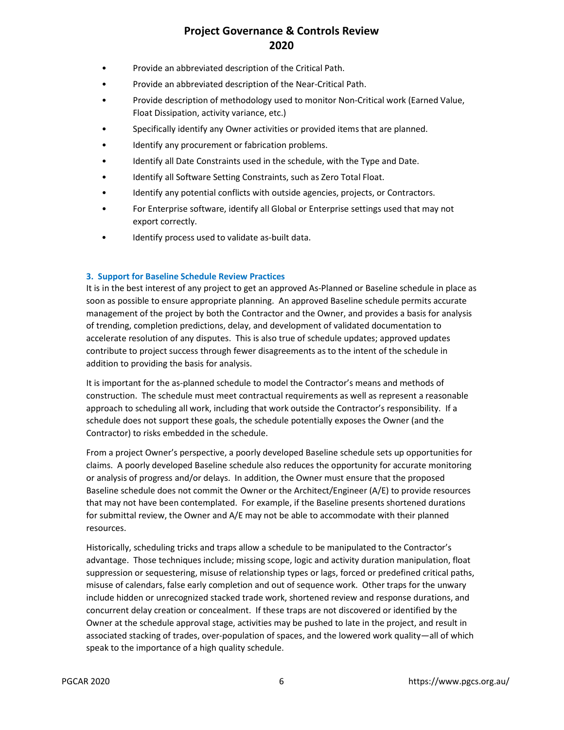- Provide an abbreviated description of the Critical Path.
- Provide an abbreviated description of the Near-Critical Path.
- Provide description of methodology used to monitor Non-Critical work (Earned Value, Float Dissipation, activity variance, etc.)
- Specifically identify any Owner activities or provided items that are planned.
- Identify any procurement or fabrication problems.
- Identify all Date Constraints used in the schedule, with the Type and Date.
- Identify all Software Setting Constraints, such as Zero Total Float.
- Identify any potential conflicts with outside agencies, projects, or Contractors.
- For Enterprise software, identify all Global or Enterprise settings used that may not export correctly.
- Identify process used to validate as-built data.

### 3. Support for Baseline Schedule Review Practices

It is in the best interest of any project to get an approved As-Planned or Baseline schedule in place as soon as possible to ensure appropriate planning. An approved Baseline schedule permits accurate management of the project by both the Contractor and the Owner, and provides a basis for analysis of trending, completion predictions, delay, and development of validated documentation to accelerate resolution of any disputes. This is also true of schedule updates; approved updates contribute to project success through fewer disagreements as to the intent of the schedule in addition to providing the basis for analysis.

It is important for the as-planned schedule to model the Contractor's means and methods of construction. The schedule must meet contractual requirements as well as represent a reasonable approach to scheduling all work, including that work outside the Contractor's responsibility. If a schedule does not support these goals, the schedule potentially exposes the Owner (and the Contractor) to risks embedded in the schedule.

From a project Owner's perspective, a poorly developed Baseline schedule sets up opportunities for claims. A poorly developed Baseline schedule also reduces the opportunity for accurate monitoring or analysis of progress and/or delays. In addition, the Owner must ensure that the proposed Baseline schedule does not commit the Owner or the Architect/Engineer (A/E) to provide resources that may not have been contemplated. For example, if the Baseline presents shortened durations for submittal review, the Owner and A/E may not be able to accommodate with their planned resources.

Historically, scheduling tricks and traps allow a schedule to be manipulated to the Contractor's advantage. Those techniques include; missing scope, logic and activity duration manipulation, float suppression or sequestering, misuse of relationship types or lags, forced or predefined critical paths, misuse of calendars, false early completion and out of sequence work. Other traps for the unwary include hidden or unrecognized stacked trade work, shortened review and response durations, and concurrent delay creation or concealment. If these traps are not discovered or identified by the Owner at the schedule approval stage, activities may be pushed to late in the project, and result in associated stacking of trades, over-population of spaces, and the lowered work quality—all of which speak to the importance of a high quality schedule.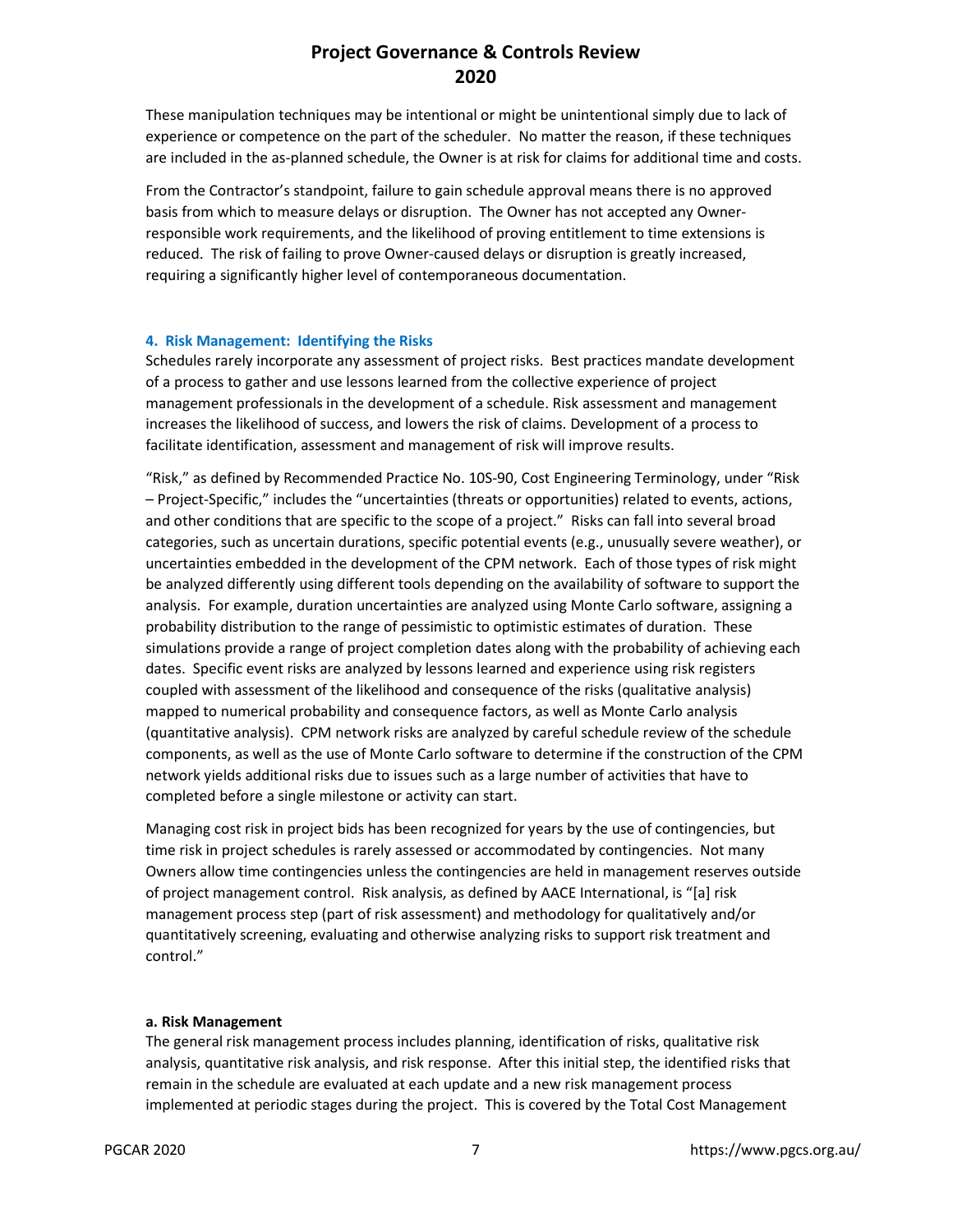These manipulation techniques may be intentional or might be unintentional simply due to lack of experience or competence on the part of the scheduler. No matter the reason, if these techniques are included in the as-planned schedule, the Owner is at risk for claims for additional time and costs.

From the Contractor's standpoint, failure to gain schedule approval means there is no approved basis from which to measure delays or disruption. The Owner has not accepted any Owner-responsible work requirements, and the likelihood of proving entitlement to time extensions is reduced. The risk of failing to prove Owner-caused delays or disruption is greatly increased, requiring a significantly higher level of contemporaneous documentation.

## 4. Risk Management: Identifying the Risks

Schedules rarely incorporate any assessment of project risks. Best practices mandate development of a process to gather and use lessons learned from the collective experience of project management professionals in the development of a schedule. Risk assessment and management increases the likelihood of success, and lowers the risk of claims. Development of a process to facilitate identification, assessment and management of risk will improve results.

"Risk," as defined by Recommended Practice No. 10S-90, Cost Engineering Terminology, under "Risk – Project-Specific," includes the "uncertainties (threats or opportunities) related to events, actions, and other conditions that are specific to the scope of a project." Risks can fall into several broad categories, such as uncertain durations, specific potential events (e.g., unusually severe weather), or uncertainties embedded in the development of the CPM network. Each of those types of risk might be analyzed differently using different tools depending on the availability of software to support the analysis. For example, duration uncertainties are analyzed using Monte Carlo software, assigning a probability distribution to the range of pessimistic to optimistic estimates of duration. These simulations provide a range of project completion dates along with the probability of achieving each dates. Specific event risks are analyzed by lessons learned and experience using risk registers coupled with assessment of the likelihood and consequence of the risks (qualitative analysis) mapped to numerical probability and consequence factors, as well as Monte Carlo analysis (quantitative analysis). CPM network risks are analyzed by careful schedule review of the schedule components, as well as the use of Monte Carlo software to determine if the construction of the CPM network yields additional risks due to issues such as a large number of activities that have to completed before a single milestone or activity can start.

Managing cost risk in project bids has been recognized for years by the use of contingencies, but time risk in project schedules is rarely assessed or accommodated by contingencies. Not many Owners allow time contingencies unless the contingencies are held in management reserves outside of project management control. Risk analysis, as defined by AACE International, is "[a] risk management process step (part of risk assessment) and methodology for qualitatively and/or quantitatively screening, evaluating and otherwise analyzing risks to support risk treatment and control."

### a. Risk Management

The general risk management process includes planning, identification of risks, qualitative risk analysis, quantitative risk analysis, and risk response. After this initial step, the identified risks that remain in the schedule are evaluated at each update and a new risk management process implemented at periodic stages during the project. This is covered by the Total Cost Management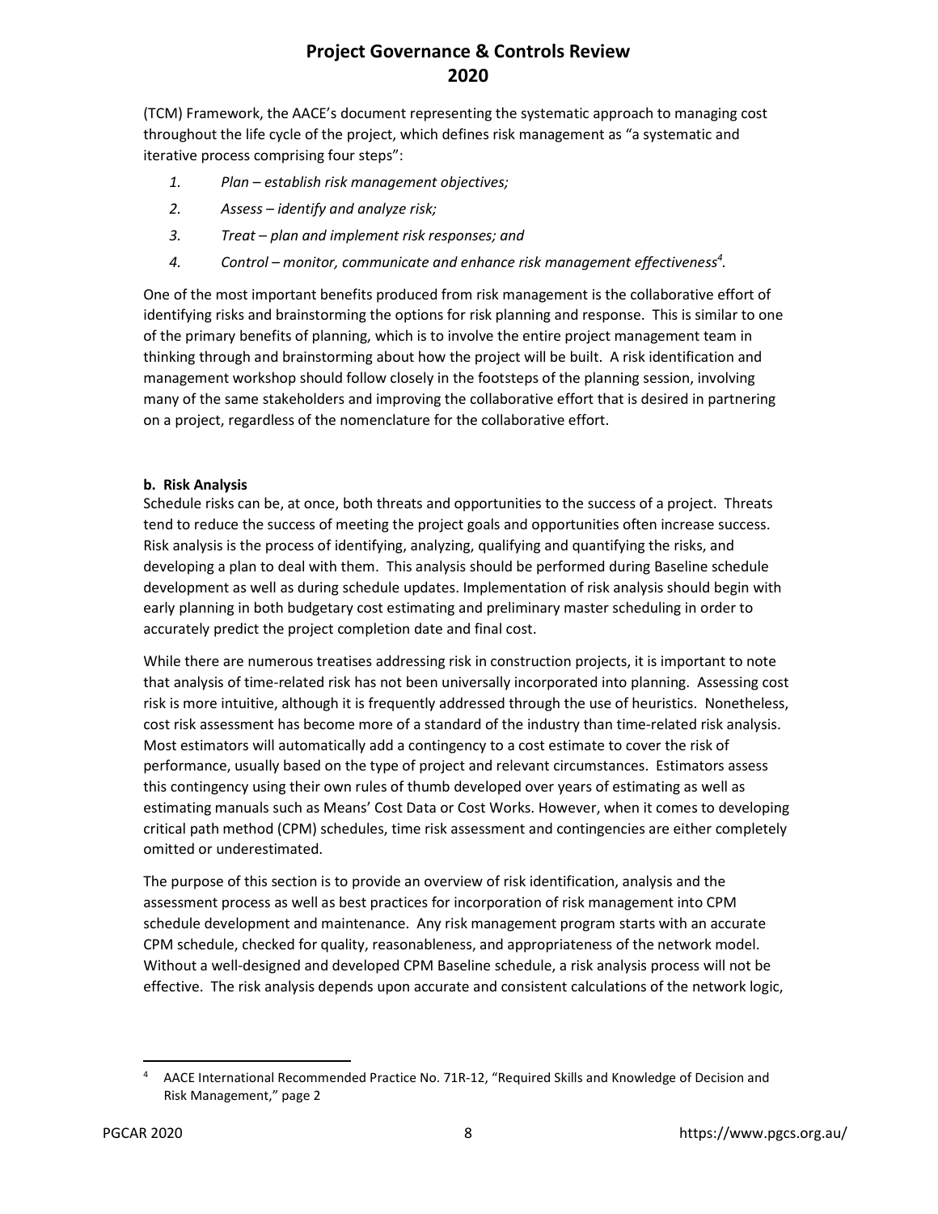(TCM) Framework, the AACE's document representing the systematic approach to managing cost throughout the life cycle of the project, which defines risk management as "a systematic and iterative process comprising four steps":

1. *Plan – establish risk management objectives;*
2. *Assess – identify and analyze risk;*
3. *Treat – plan and implement risk responses; and*
4. *Control – monitor, communicate and enhance risk management effectiveness*[4]*.*

One of the most important benefits produced from risk management is the collaborative effort of identifying risks and brainstorming the options for risk planning and response. This is similar to one of the primary benefits of planning, which is to involve the entire project management team in thinking through and brainstorming about how the project will be built. A risk identification and management workshop should follow closely in the footsteps of the planning session, involving many of the same stakeholders and improving the collaborative effort that is desired in partnering on a project, regardless of the nomenclature for the collaborative effort.

**b. Risk Analysis**

Schedule risks can be, at once, both threats and opportunities to the success of a project. Threats tend to reduce the success of meeting the project goals and opportunities often increase success. Risk analysis is the process of identifying, analyzing, qualifying and quantifying the risks, and developing a plan to deal with them. This analysis should be performed during Baseline schedule development as well as during schedule updates. Implementation of risk analysis should begin with early planning in both budgetary cost estimating and preliminary master scheduling in order to accurately predict the project completion date and final cost.

While there are numerous treatises addressing risk in construction projects, it is important to note that analysis of time-related risk has not been universally incorporated into planning. Assessing cost risk is more intuitive, although it is frequently addressed through the use of heuristics. Nonetheless, cost risk assessment has become more of a standard of the industry than time-related risk analysis. Most estimators will automatically add a contingency to a cost estimate to cover the risk of performance, usually based on the type of project and relevant circumstances. Estimators assess this contingency using their own rules of thumb developed over years of estimating as well as estimating manuals such as Means' Cost Data or Cost Works. However, when it comes to developing critical path method (CPM) schedules, time risk assessment and contingencies are either completely omitted or underestimated.

The purpose of this section is to provide an overview of risk identification, analysis and the assessment process as well as best practices for incorporation of risk management into CPM schedule development and maintenance. Any risk management program starts with an accurate CPM schedule, checked for quality, reasonableness, and appropriateness of the network model. Without a well-designed and developed CPM Baseline schedule, a risk analysis process will not be effective. The risk analysis depends upon accurate and consistent calculations of the network logic,

---

[4] AACE International Recommended Practice No. 71R-12, "Required Skills and Knowledge of Decision and Risk Management," page 2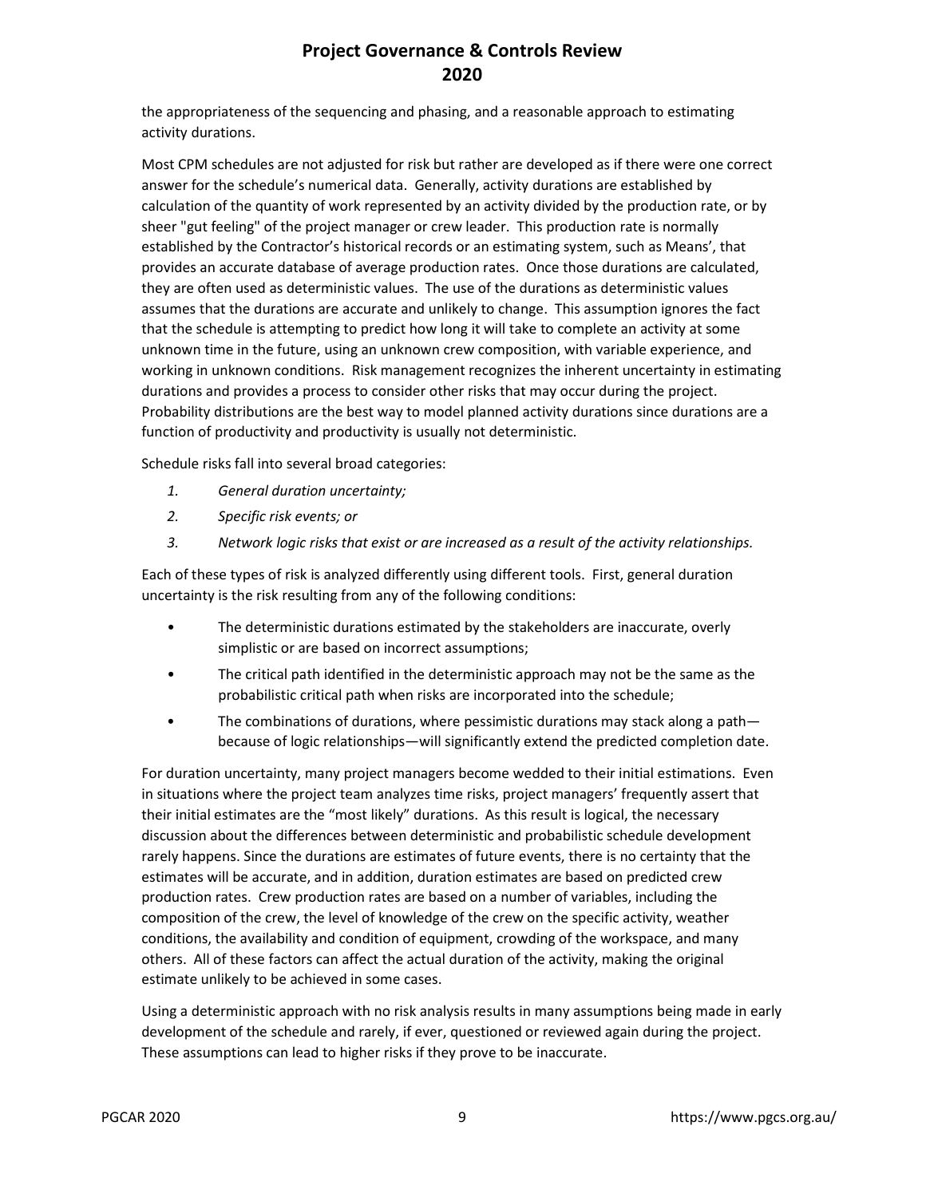the appropriateness of the sequencing and phasing, and a reasonable approach to estimating activity durations.

Most CPM schedules are not adjusted for risk but rather are developed as if there were one correct answer for the schedule's numerical data. Generally, activity durations are established by calculation of the quantity of work represented by an activity divided by the production rate, or by sheer "gut feeling" of the project manager or crew leader. This production rate is normally established by the Contractor's historical records or an estimating system, such as Means', that provides an accurate database of average production rates. Once those durations are calculated, they are often used as deterministic values. The use of the durations as deterministic values assumes that the durations are accurate and unlikely to change. This assumption ignores the fact that the schedule is attempting to predict how long it will take to complete an activity at some unknown time in the future, using an unknown crew composition, with variable experience, and working in unknown conditions. Risk management recognizes the inherent uncertainty in estimating durations and provides a process to consider other risks that may occur during the project. Probability distributions are the best way to model planned activity durations since durations are a function of productivity and productivity is usually not deterministic.

Schedule risks fall into several broad categories:

1. *General duration uncertainty;*
2. *Specific risk events; or*
3. *Network logic risks that exist or are increased as a result of the activity relationships.*

Each of these types of risk is analyzed differently using different tools. First, general duration uncertainty is the risk resulting from any of the following conditions:

- The deterministic durations estimated by the stakeholders are inaccurate, overly simplistic or are based on incorrect assumptions;
- The critical path identified in the deterministic approach may not be the same as the probabilistic critical path when risks are incorporated into the schedule;
- The combinations of durations, where pessimistic durations may stack along a path—because of logic relationships—will significantly extend the predicted completion date.

For duration uncertainty, many project managers become wedded to their initial estimations. Even in situations where the project team analyzes time risks, project managers' frequently assert that their initial estimates are the "most likely" durations. As this result is logical, the necessary discussion about the differences between deterministic and probabilistic schedule development rarely happens. Since the durations are estimates of future events, there is no certainty that the estimates will be accurate, and in addition, duration estimates are based on predicted crew production rates. Crew production rates are based on a number of variables, including the composition of the crew, the level of knowledge of the crew on the specific activity, weather conditions, the availability and condition of equipment, crowding of the workspace, and many others. All of these factors can affect the actual duration of the activity, making the original estimate unlikely to be achieved in some cases.

Using a deterministic approach with no risk analysis results in many assumptions being made in early development of the schedule and rarely, if ever, questioned or reviewed again during the project. These assumptions can lead to higher risks if they prove to be inaccurate.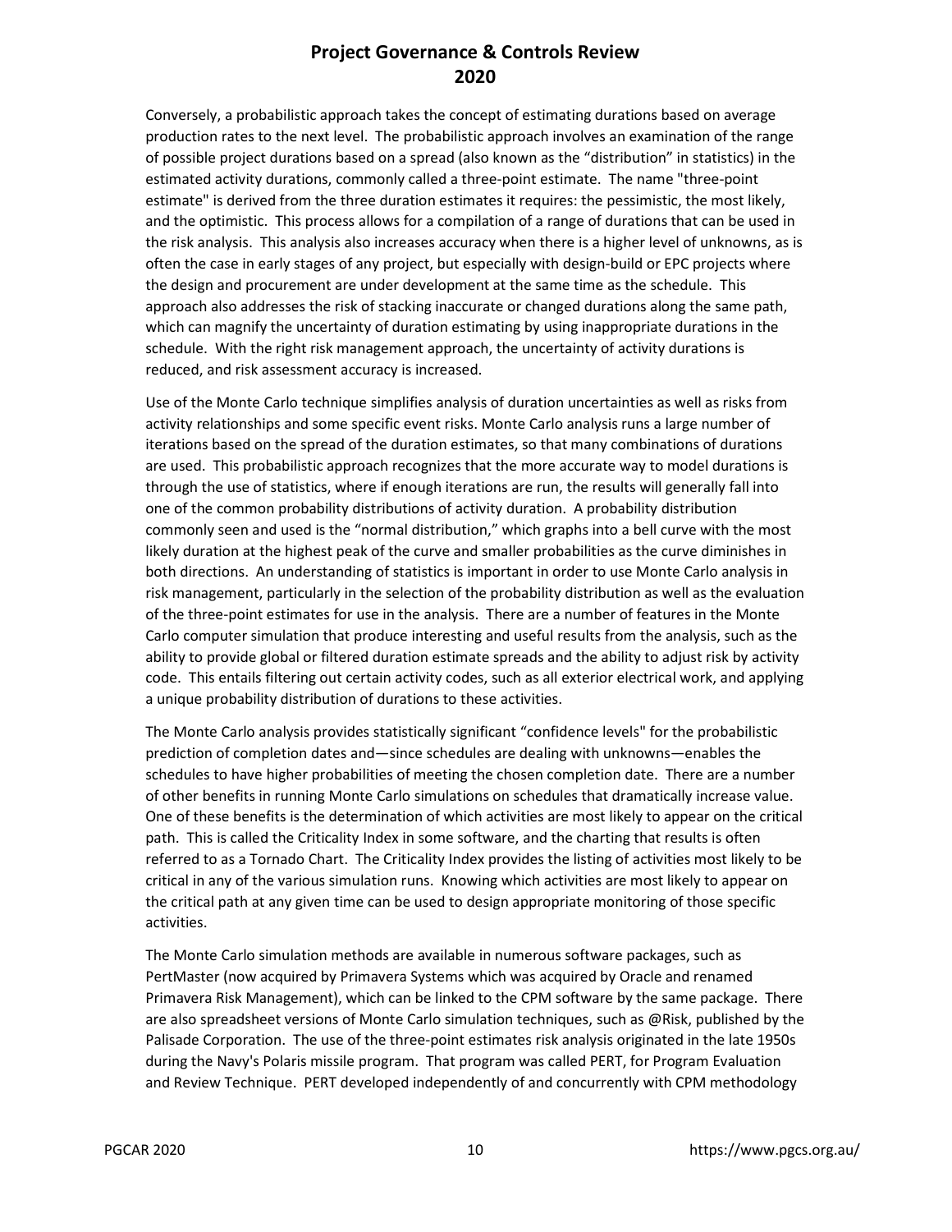Conversely, a probabilistic approach takes the concept of estimating durations based on average production rates to the next level. The probabilistic approach involves an examination of the range of possible project durations based on a spread (also known as the "distribution" in statistics) in the estimated activity durations, commonly called a three-point estimate. The name "three-point estimate" is derived from the three duration estimates it requires: the pessimistic, the most likely, and the optimistic. This process allows for a compilation of a range of durations that can be used in the risk analysis. This analysis also increases accuracy when there is a higher level of unknowns, as is often the case in early stages of any project, but especially with design-build or EPC projects where the design and procurement are under development at the same time as the schedule. This approach also addresses the risk of stacking inaccurate or changed durations along the same path, which can magnify the uncertainty of duration estimating by using inappropriate durations in the schedule. With the right risk management approach, the uncertainty of activity durations is reduced, and risk assessment accuracy is increased.

Use of the Monte Carlo technique simplifies analysis of duration uncertainties as well as risks from activity relationships and some specific event risks. Monte Carlo analysis runs a large number of iterations based on the spread of the duration estimates, so that many combinations of durations are used. This probabilistic approach recognizes that the more accurate way to model durations is through the use of statistics, where if enough iterations are run, the results will generally fall into one of the common probability distributions of activity duration. A probability distribution commonly seen and used is the "normal distribution," which graphs into a bell curve with the most likely duration at the highest peak of the curve and smaller probabilities as the curve diminishes in both directions. An understanding of statistics is important in order to use Monte Carlo analysis in risk management, particularly in the selection of the probability distribution as well as the evaluation of the three-point estimates for use in the analysis. There are a number of features in the Monte Carlo computer simulation that produce interesting and useful results from the analysis, such as the ability to provide global or filtered duration estimate spreads and the ability to adjust risk by activity code. This entails filtering out certain activity codes, such as all exterior electrical work, and applying a unique probability distribution of durations to these activities.

The Monte Carlo analysis provides statistically significant "confidence levels" for the probabilistic prediction of completion dates and—since schedules are dealing with unknowns—enables the schedules to have higher probabilities of meeting the chosen completion date. There are a number of other benefits in running Monte Carlo simulations on schedules that dramatically increase value. One of these benefits is the determination of which activities are most likely to appear on the critical path. This is called the Criticality Index in some software, and the charting that results is often referred to as a Tornado Chart. The Criticality Index provides the listing of activities most likely to be critical in any of the various simulation runs. Knowing which activities are most likely to appear on the critical path at any given time can be used to design appropriate monitoring of those specific activities.

The Monte Carlo simulation methods are available in numerous software packages, such as PertMaster (now acquired by Primavera Systems which was acquired by Oracle and renamed Primavera Risk Management), which can be linked to the CPM software by the same package. There are also spreadsheet versions of Monte Carlo simulation techniques, such as @Risk, published by the Palisade Corporation. The use of the three-point estimates risk analysis originated in the late 1950s during the Navy's Polaris missile program. That program was called PERT, for Program Evaluation and Review Technique. PERT developed independently of and concurrently with CPM methodology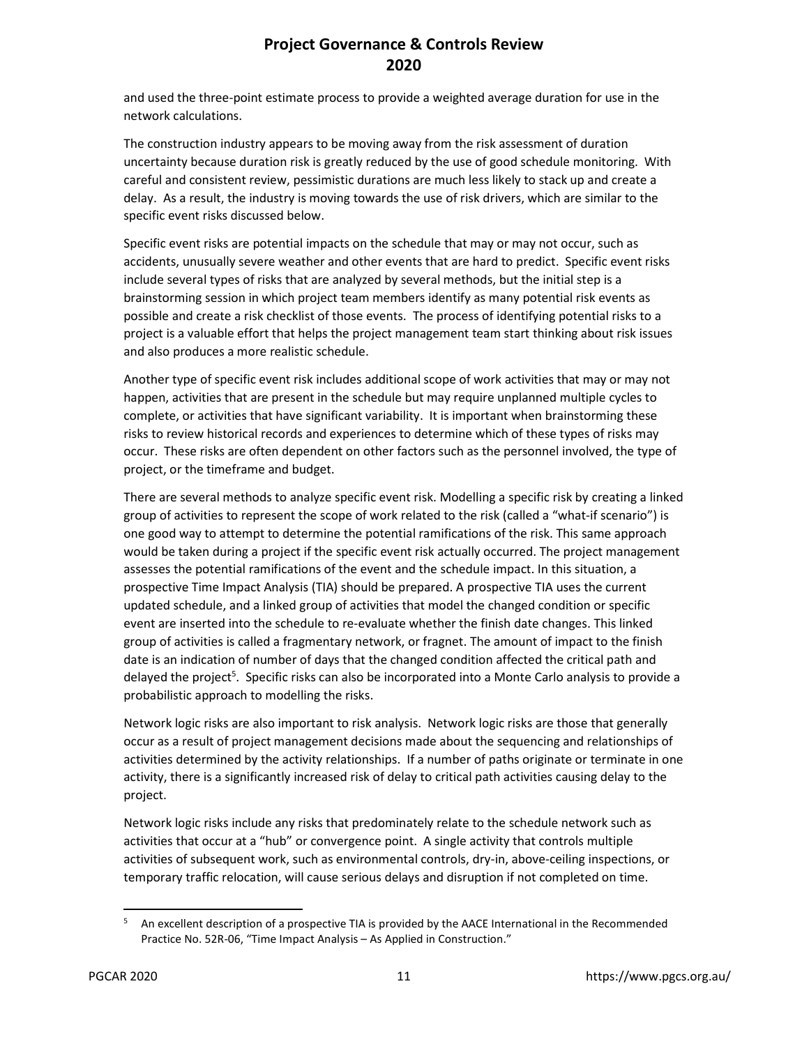and used the three-point estimate process to provide a weighted average duration for use in the network calculations.

The construction industry appears to be moving away from the risk assessment of duration uncertainty because duration risk is greatly reduced by the use of good schedule monitoring. With careful and consistent review, pessimistic durations are much less likely to stack up and create a delay. As a result, the industry is moving towards the use of risk drivers, which are similar to the specific event risks discussed below.

Specific event risks are potential impacts on the schedule that may or may not occur, such as accidents, unusually severe weather and other events that are hard to predict. Specific event risks include several types of risks that are analyzed by several methods, but the initial step is a brainstorming session in which project team members identify as many potential risk events as possible and create a risk checklist of those events. The process of identifying potential risks to a project is a valuable effort that helps the project management team start thinking about risk issues and also produces a more realistic schedule.

Another type of specific event risk includes additional scope of work activities that may or may not happen, activities that are present in the schedule but may require unplanned multiple cycles to complete, or activities that have significant variability. It is important when brainstorming these risks to review historical records and experiences to determine which of these types of risks may occur. These risks are often dependent on other factors such as the personnel involved, the type of project, or the timeframe and budget.

There are several methods to analyze specific event risk. Modelling a specific risk by creating a linked group of activities to represent the scope of work related to the risk (called a "what-if scenario") is one good way to attempt to determine the potential ramifications of the risk. This same approach would be taken during a project if the specific event risk actually occurred. The project management assesses the potential ramifications of the event and the schedule impact. In this situation, a prospective Time Impact Analysis (TIA) should be prepared. A prospective TIA uses the current updated schedule, and a linked group of activities that model the changed condition or specific event are inserted into the schedule to re-evaluate whether the finish date changes. This linked group of activities is called a fragmentary network, or fragnet. The amount of impact to the finish date is an indication of number of days that the changed condition affected the critical path and delayed the project[5]. Specific risks can also be incorporated into a Monte Carlo analysis to provide a probabilistic approach to modelling the risks.

Network logic risks are also important to risk analysis. Network logic risks are those that generally occur as a result of project management decisions made about the sequencing and relationships of activities determined by the activity relationships. If a number of paths originate or terminate in one activity, there is a significantly increased risk of delay to critical path activities causing delay to the project.

Network logic risks include any risks that predominately relate to the schedule network such as activities that occur at a "hub" or convergence point. A single activity that controls multiple activities of subsequent work, such as environmental controls, dry-in, above-ceiling inspections, or temporary traffic relocation, will cause serious delays and disruption if not completed on time.

---

[5] An excellent description of a prospective TIA is provided by the AACE International in the Recommended Practice No. 52R-06, "Time Impact Analysis – As Applied in Construction."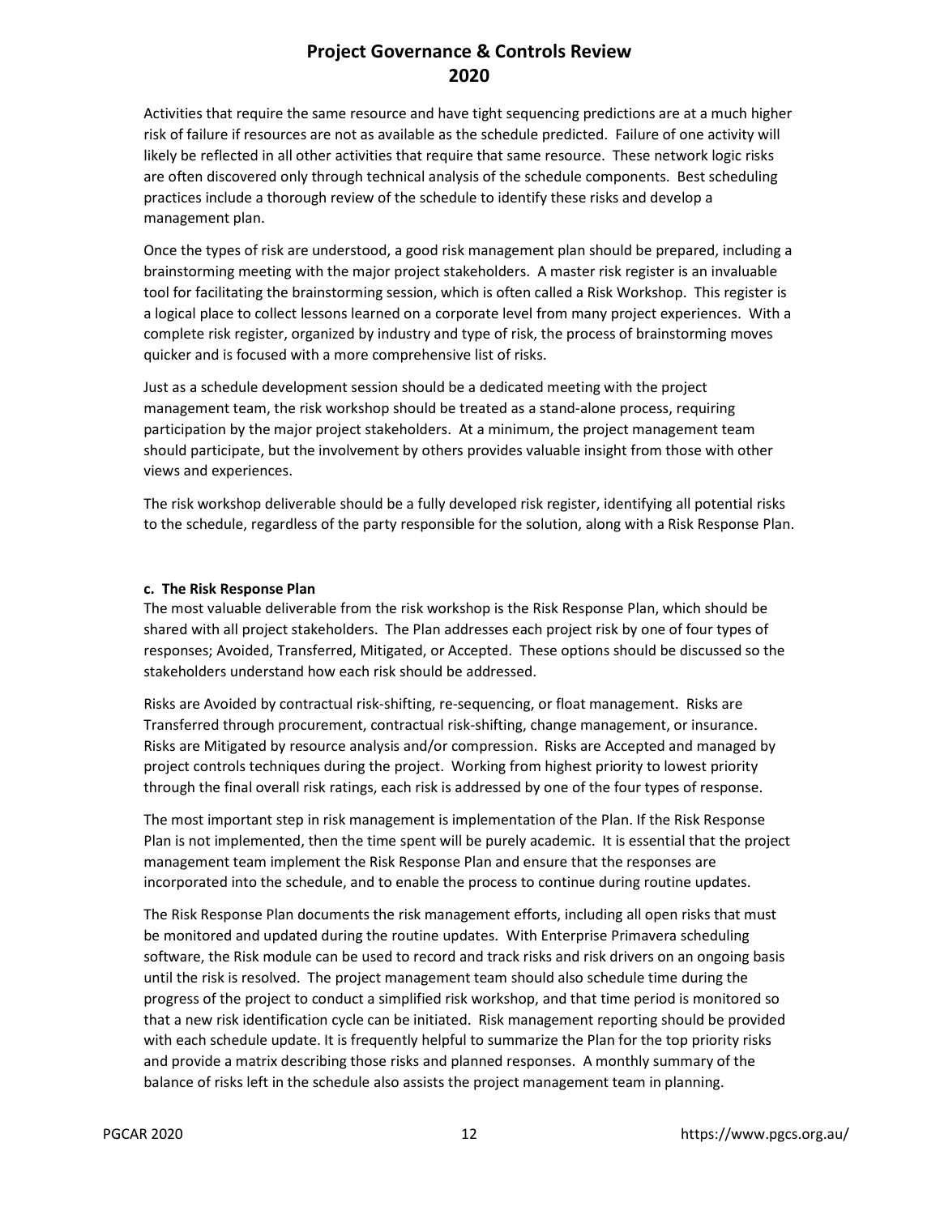Activities that require the same resource and have tight sequencing predictions are at a much higher risk of failure if resources are not as available as the schedule predicted. Failure of one activity will likely be reflected in all other activities that require that same resource. These network logic risks are often discovered only through technical analysis of the schedule components. Best scheduling practices include a thorough review of the schedule to identify these risks and develop a management plan.

Once the types of risk are understood, a good risk management plan should be prepared, including a brainstorming meeting with the major project stakeholders. A master risk register is an invaluable tool for facilitating the brainstorming session, which is often called a Risk Workshop. This register is a logical place to collect lessons learned on a corporate level from many project experiences. With a complete risk register, organized by industry and type of risk, the process of brainstorming moves quicker and is focused with a more comprehensive list of risks.

Just as a schedule development session should be a dedicated meeting with the project management team, the risk workshop should be treated as a stand-alone process, requiring participation by the major project stakeholders. At a minimum, the project management team should participate, but the involvement by others provides valuable insight from those with other views and experiences.

The risk workshop deliverable should be a fully developed risk register, identifying all potential risks to the schedule, regardless of the party responsible for the solution, along with a Risk Response Plan.

**c. The Risk Response Plan**

The most valuable deliverable from the risk workshop is the Risk Response Plan, which should be shared with all project stakeholders. The Plan addresses each project risk by one of four types of responses; Avoided, Transferred, Mitigated, or Accepted. These options should be discussed so the stakeholders understand how each risk should be addressed.

Risks are Avoided by contractual risk-shifting, re-sequencing, or float management. Risks are Transferred through procurement, contractual risk-shifting, change management, or insurance. Risks are Mitigated by resource analysis and/or compression. Risks are Accepted and managed by project controls techniques during the project. Working from highest priority to lowest priority through the final overall risk ratings, each risk is addressed by one of the four types of response.

The most important step in risk management is implementation of the Plan. If the Risk Response Plan is not implemented, then the time spent will be purely academic. It is essential that the project management team implement the Risk Response Plan and ensure that the responses are incorporated into the schedule, and to enable the process to continue during routine updates.

The Risk Response Plan documents the risk management efforts, including all open risks that must be monitored and updated during the routine updates. With Enterprise Primavera scheduling software, the Risk module can be used to record and track risks and risk drivers on an ongoing basis until the risk is resolved. The project management team should also schedule time during the progress of the project to conduct a simplified risk workshop, and that time period is monitored so that a new risk identification cycle can be initiated. Risk management reporting should be provided with each schedule update. It is frequently helpful to summarize the Plan for the top priority risks and provide a matrix describing those risks and planned responses. A monthly summary of the balance of risks left in the schedule also assists the project management team in planning.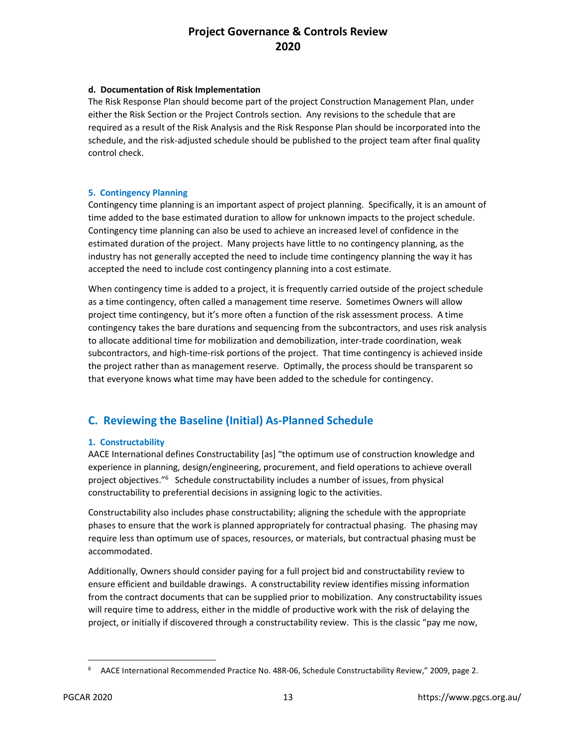#### d. Documentation of Risk Implementation

The Risk Response Plan should become part of the project Construction Management Plan, under either the Risk Section or the Project Controls section. Any revisions to the schedule that are required as a result of the Risk Analysis and the Risk Response Plan should be incorporated into the schedule, and the risk-adjusted schedule should be published to the project team after final quality control check.

### 5. Contingency Planning

Contingency time planning is an important aspect of project planning. Specifically, it is an amount of time added to the base estimated duration to allow for unknown impacts to the project schedule. Contingency time planning can also be used to achieve an increased level of confidence in the estimated duration of the project. Many projects have little to no contingency planning, as the industry has not generally accepted the need to include time contingency planning the way it has accepted the need to include cost contingency planning into a cost estimate.

When contingency time is added to a project, it is frequently carried outside of the project schedule as a time contingency, often called a management time reserve. Sometimes Owners will allow project time contingency, but it's more often a function of the risk assessment process. A time contingency takes the bare durations and sequencing from the subcontractors, and uses risk analysis to allocate additional time for mobilization and demobilization, inter-trade coordination, weak subcontractors, and high-time-risk portions of the project. That time contingency is achieved inside the project rather than as management reserve. Optimally, the process should be transparent so that everyone knows what time may have been added to the schedule for contingency.

## C. Reviewing the Baseline (Initial) As-Planned Schedule

### 1. Constructability

AACE International defines Constructability [as] "the optimum use of construction knowledge and experience in planning, design/engineering, procurement, and field operations to achieve overall project objectives."[6] Schedule constructability includes a number of issues, from physical constructability to preferential decisions in assigning logic to the activities.

Constructability also includes phase constructability; aligning the schedule with the appropriate phases to ensure that the work is planned appropriately for contractual phasing. The phasing may require less than optimum use of spaces, resources, or materials, but contractual phasing must be accommodated.

Additionally, Owners should consider paying for a full project bid and constructability review to ensure efficient and buildable drawings. A constructability review identifies missing information from the contract documents that can be supplied prior to mobilization. Any constructability issues will require time to address, either in the middle of productive work with the risk of delaying the project, or initially if discovered through a constructability review. This is the classic "pay me now,

[6] AACE International Recommended Practice No. 48R-06, Schedule Constructability Review," 2009, page 2.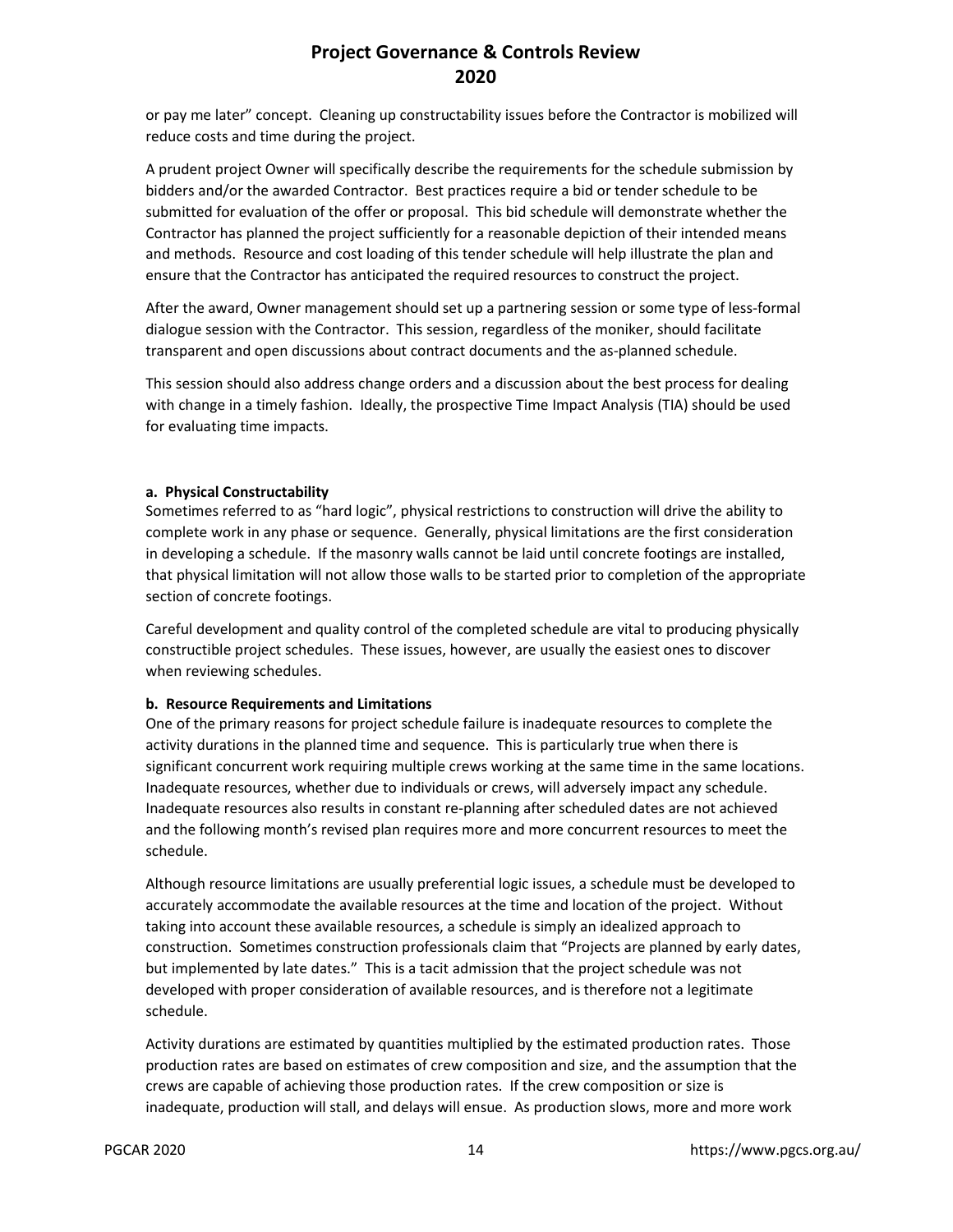or pay me later" concept. Cleaning up constructability issues before the Contractor is mobilized will reduce costs and time during the project.

A prudent project Owner will specifically describe the requirements for the schedule submission by bidders and/or the awarded Contractor. Best practices require a bid or tender schedule to be submitted for evaluation of the offer or proposal. This bid schedule will demonstrate whether the Contractor has planned the project sufficiently for a reasonable depiction of their intended means and methods. Resource and cost loading of this tender schedule will help illustrate the plan and ensure that the Contractor has anticipated the required resources to construct the project.

After the award, Owner management should set up a partnering session or some type of less-formal dialogue session with the Contractor. This session, regardless of the moniker, should facilitate transparent and open discussions about contract documents and the as-planned schedule.

This session should also address change orders and a discussion about the best process for dealing with change in a timely fashion. Ideally, the prospective Time Impact Analysis (TIA) should be used for evaluating time impacts.

**a. Physical Constructability**

Sometimes referred to as "hard logic", physical restrictions to construction will drive the ability to complete work in any phase or sequence. Generally, physical limitations are the first consideration in developing a schedule. If the masonry walls cannot be laid until concrete footings are installed, that physical limitation will not allow those walls to be started prior to completion of the appropriate section of concrete footings.

Careful development and quality control of the completed schedule are vital to producing physically constructible project schedules. These issues, however, are usually the easiest ones to discover when reviewing schedules.

**b. Resource Requirements and Limitations**

One of the primary reasons for project schedule failure is inadequate resources to complete the activity durations in the planned time and sequence. This is particularly true when there is significant concurrent work requiring multiple crews working at the same time in the same locations. Inadequate resources, whether due to individuals or crews, will adversely impact any schedule. Inadequate resources also results in constant re-planning after scheduled dates are not achieved and the following month's revised plan requires more and more concurrent resources to meet the schedule.

Although resource limitations are usually preferential logic issues, a schedule must be developed to accurately accommodate the available resources at the time and location of the project. Without taking into account these available resources, a schedule is simply an idealized approach to construction. Sometimes construction professionals claim that "Projects are planned by early dates, but implemented by late dates." This is a tacit admission that the project schedule was not developed with proper consideration of available resources, and is therefore not a legitimate schedule.

Activity durations are estimated by quantities multiplied by the estimated production rates. Those production rates are based on estimates of crew composition and size, and the assumption that the crews are capable of achieving those production rates. If the crew composition or size is inadequate, production will stall, and delays will ensue. As production slows, more and more work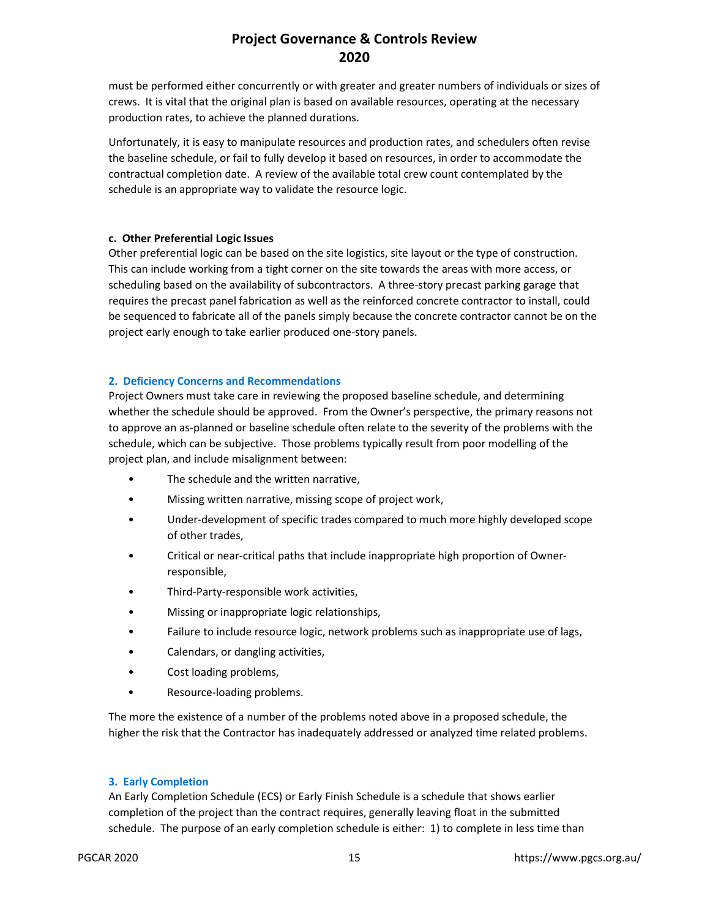must be performed either concurrently or with greater and greater numbers of individuals or sizes of crews. It is vital that the original plan is based on available resources, operating at the necessary production rates, to achieve the planned durations.

Unfortunately, it is easy to manipulate resources and production rates, and schedulers often revise the baseline schedule, or fail to fully develop it based on resources, in order to accommodate the contractual completion date. A review of the available total crew count contemplated by the schedule is an appropriate way to validate the resource logic.

#### c. Other Preferential Logic Issues

Other preferential logic can be based on the site logistics, site layout or the type of construction. This can include working from a tight corner on the site towards the areas with more access, or scheduling based on the availability of subcontractors. A three-story precast parking garage that requires the precast panel fabrication as well as the reinforced concrete contractor to install, could be sequenced to fabricate all of the panels simply because the concrete contractor cannot be on the project early enough to take earlier produced one-story panels.

### 2. Deficiency Concerns and Recommendations

Project Owners must take care in reviewing the proposed baseline schedule, and determining whether the schedule should be approved. From the Owner's perspective, the primary reasons not to approve an as-planned or baseline schedule often relate to the severity of the problems with the schedule, which can be subjective. Those problems typically result from poor modelling of the project plan, and include misalignment between:

- The schedule and the written narrative,
- Missing written narrative, missing scope of project work,
- Under-development of specific trades compared to much more highly developed scope of other trades,
- Critical or near-critical paths that include inappropriate high proportion of Owner-responsible,
- Third-Party-responsible work activities,
- Missing or inappropriate logic relationships,
- Failure to include resource logic, network problems such as inappropriate use of lags,
- Calendars, or dangling activities,
- Cost loading problems,
- Resource-loading problems.

The more the existence of a number of the problems noted above in a proposed schedule, the higher the risk that the Contractor has inadequately addressed or analyzed time related problems.

### 3. Early Completion

An Early Completion Schedule (ECS) or Early Finish Schedule is a schedule that shows earlier completion of the project than the contract requires, generally leaving float in the submitted schedule. The purpose of an early completion schedule is either: 1) to complete in less time than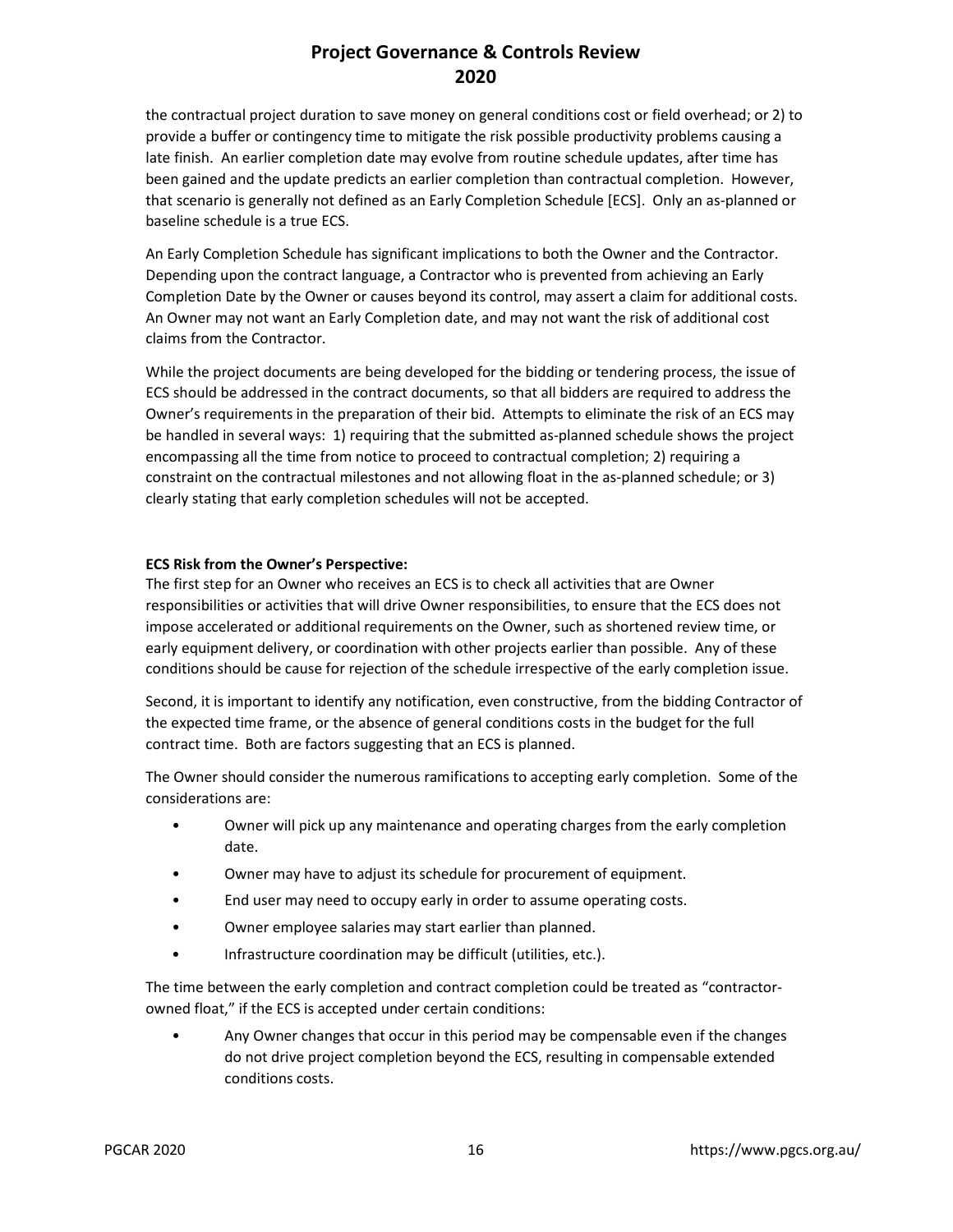the contractual project duration to save money on general conditions cost or field overhead; or 2) to provide a buffer or contingency time to mitigate the risk possible productivity problems causing a late finish. An earlier completion date may evolve from routine schedule updates, after time has been gained and the update predicts an earlier completion than contractual completion. However, that scenario is generally not defined as an Early Completion Schedule [ECS]. Only an as-planned or baseline schedule is a true ECS.

An Early Completion Schedule has significant implications to both the Owner and the Contractor. Depending upon the contract language, a Contractor who is prevented from achieving an Early Completion Date by the Owner or causes beyond its control, may assert a claim for additional costs. An Owner may not want an Early Completion date, and may not want the risk of additional cost claims from the Contractor.

While the project documents are being developed for the bidding or tendering process, the issue of ECS should be addressed in the contract documents, so that all bidders are required to address the Owner's requirements in the preparation of their bid. Attempts to eliminate the risk of an ECS may be handled in several ways: 1) requiring that the submitted as-planned schedule shows the project encompassing all the time from notice to proceed to contractual completion; 2) requiring a constraint on the contractual milestones and not allowing float in the as-planned schedule; or 3) clearly stating that early completion schedules will not be accepted.

**ECS Risk from the Owner's Perspective:**

The first step for an Owner who receives an ECS is to check all activities that are Owner responsibilities or activities that will drive Owner responsibilities, to ensure that the ECS does not impose accelerated or additional requirements on the Owner, such as shortened review time, or early equipment delivery, or coordination with other projects earlier than possible. Any of these conditions should be cause for rejection of the schedule irrespective of the early completion issue.

Second, it is important to identify any notification, even constructive, from the bidding Contractor of the expected time frame, or the absence of general conditions costs in the budget for the full contract time. Both are factors suggesting that an ECS is planned.

The Owner should consider the numerous ramifications to accepting early completion. Some of the considerations are:

- Owner will pick up any maintenance and operating charges from the early completion date.
- Owner may have to adjust its schedule for procurement of equipment.
- End user may need to occupy early in order to assume operating costs.
- Owner employee salaries may start earlier than planned.
- Infrastructure coordination may be difficult (utilities, etc.).

The time between the early completion and contract completion could be treated as "contractor-owned float," if the ECS is accepted under certain conditions:

- Any Owner changes that occur in this period may be compensable even if the changes do not drive project completion beyond the ECS, resulting in compensable extended conditions costs.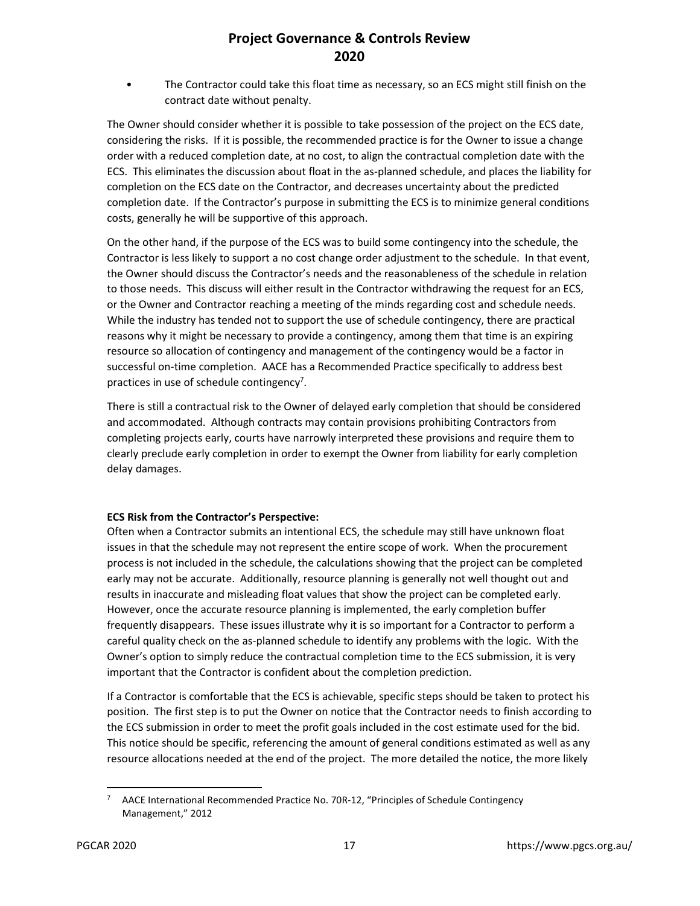- The Contractor could take this float time as necessary, so an ECS might still finish on the contract date without penalty.

The Owner should consider whether it is possible to take possession of the project on the ECS date, considering the risks. If it is possible, the recommended practice is for the Owner to issue a change order with a reduced completion date, at no cost, to align the contractual completion date with the ECS. This eliminates the discussion about float in the as-planned schedule, and places the liability for completion on the ECS date on the Contractor, and decreases uncertainty about the predicted completion date. If the Contractor's purpose in submitting the ECS is to minimize general conditions costs, generally he will be supportive of this approach.

On the other hand, if the purpose of the ECS was to build some contingency into the schedule, the Contractor is less likely to support a no cost change order adjustment to the schedule. In that event, the Owner should discuss the Contractor's needs and the reasonableness of the schedule in relation to those needs. This discuss will either result in the Contractor withdrawing the request for an ECS, or the Owner and Contractor reaching a meeting of the minds regarding cost and schedule needs. While the industry has tended not to support the use of schedule contingency, there are practical reasons why it might be necessary to provide a contingency, among them that time is an expiring resource so allocation of contingency and management of the contingency would be a factor in successful on-time completion. AACE has a Recommended Practice specifically to address best practices in use of schedule contingency[7].

There is still a contractual risk to the Owner of delayed early completion that should be considered and accommodated. Although contracts may contain provisions prohibiting Contractors from completing projects early, courts have narrowly interpreted these provisions and require them to clearly preclude early completion in order to exempt the Owner from liability for early completion delay damages.

**ECS Risk from the Contractor's Perspective:**

Often when a Contractor submits an intentional ECS, the schedule may still have unknown float issues in that the schedule may not represent the entire scope of work. When the procurement process is not included in the schedule, the calculations showing that the project can be completed early may not be accurate. Additionally, resource planning is generally not well thought out and results in inaccurate and misleading float values that show the project can be completed early. However, once the accurate resource planning is implemented, the early completion buffer frequently disappears. These issues illustrate why it is so important for a Contractor to perform a careful quality check on the as-planned schedule to identify any problems with the logic. With the Owner's option to simply reduce the contractual completion time to the ECS submission, it is very important that the Contractor is confident about the completion prediction.

If a Contractor is comfortable that the ECS is achievable, specific steps should be taken to protect his position. The first step is to put the Owner on notice that the Contractor needs to finish according to the ECS submission in order to meet the profit goals included in the cost estimate used for the bid. This notice should be specific, referencing the amount of general conditions estimated as well as any resource allocations needed at the end of the project. The more detailed the notice, the more likely

[7] AACE International Recommended Practice No. 70R-12, "Principles of Schedule Contingency Management," 2012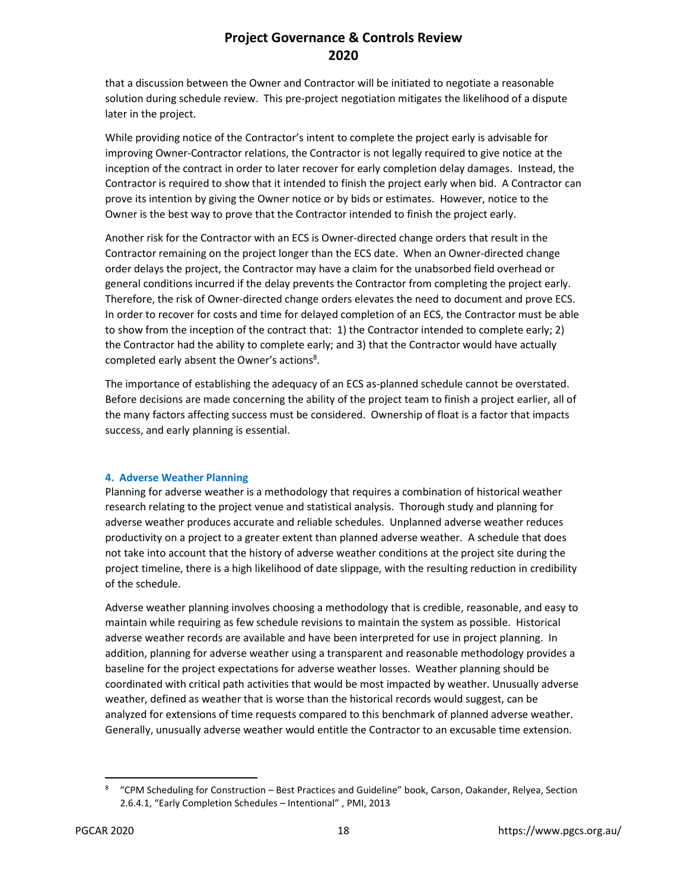that a discussion between the Owner and Contractor will be initiated to negotiate a reasonable solution during schedule review. This pre-project negotiation mitigates the likelihood of a dispute later in the project.

While providing notice of the Contractor's intent to complete the project early is advisable for improving Owner-Contractor relations, the Contractor is not legally required to give notice at the inception of the contract in order to later recover for early completion delay damages. Instead, the Contractor is required to show that it intended to finish the project early when bid. A Contractor can prove its intention by giving the Owner notice or by bids or estimates. However, notice to the Owner is the best way to prove that the Contractor intended to finish the project early.

Another risk for the Contractor with an ECS is Owner-directed change orders that result in the Contractor remaining on the project longer than the ECS date. When an Owner-directed change order delays the project, the Contractor may have a claim for the unabsorbed field overhead or general conditions incurred if the delay prevents the Contractor from completing the project early. Therefore, the risk of Owner-directed change orders elevates the need to document and prove ECS. In order to recover for costs and time for delayed completion of an ECS, the Contractor must be able to show from the inception of the contract that: 1) the Contractor intended to complete early; 2) the Contractor had the ability to complete early; and 3) that the Contractor would have actually completed early absent the Owner's actions[8].

The importance of establishing the adequacy of an ECS as-planned schedule cannot be overstated. Before decisions are made concerning the ability of the project team to finish a project earlier, all of the many factors affecting success must be considered. Ownership of float is a factor that impacts success, and early planning is essential.

### 4. Adverse Weather Planning

Planning for adverse weather is a methodology that requires a combination of historical weather research relating to the project venue and statistical analysis. Thorough study and planning for adverse weather produces accurate and reliable schedules. Unplanned adverse weather reduces productivity on a project to a greater extent than planned adverse weather. A schedule that does not take into account that the history of adverse weather conditions at the project site during the project timeline, there is a high likelihood of date slippage, with the resulting reduction in credibility of the schedule.

Adverse weather planning involves choosing a methodology that is credible, reasonable, and easy to maintain while requiring as few schedule revisions to maintain the system as possible. Historical adverse weather records are available and have been interpreted for use in project planning. In addition, planning for adverse weather using a transparent and reasonable methodology provides a baseline for the project expectations for adverse weather losses. Weather planning should be coordinated with critical path activities that would be most impacted by weather. Unusually adverse weather, defined as weather that is worse than the historical records would suggest, can be analyzed for extensions of time requests compared to this benchmark of planned adverse weather. Generally, unusually adverse weather would entitle the Contractor to an excusable time extension.

---

[8] "CPM Scheduling for Construction – Best Practices and Guideline" book, Carson, Oakander, Relyea, Section 2.6.4.1, "Early Completion Schedules – Intentional" , PMI, 2013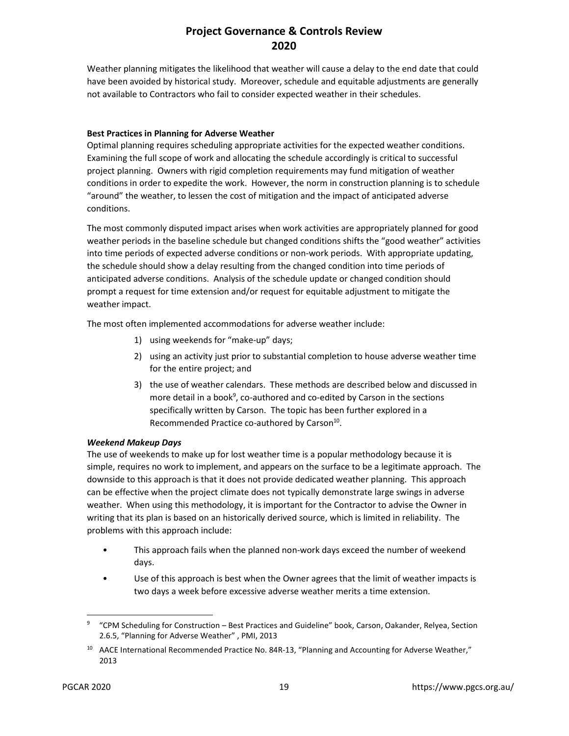Weather planning mitigates the likelihood that weather will cause a delay to the end date that could have been avoided by historical study. Moreover, schedule and equitable adjustments are generally not available to Contractors who fail to consider expected weather in their schedules.

**Best Practices in Planning for Adverse Weather**

Optimal planning requires scheduling appropriate activities for the expected weather conditions. Examining the full scope of work and allocating the schedule accordingly is critical to successful project planning. Owners with rigid completion requirements may fund mitigation of weather conditions in order to expedite the work. However, the norm in construction planning is to schedule "around" the weather, to lessen the cost of mitigation and the impact of anticipated adverse conditions.

The most commonly disputed impact arises when work activities are appropriately planned for good weather periods in the baseline schedule but changed conditions shifts the "good weather" activities into time periods of expected adverse conditions or non-work periods. With appropriate updating, the schedule should show a delay resulting from the changed condition into time periods of anticipated adverse conditions. Analysis of the schedule update or changed condition should prompt a request for time extension and/or request for equitable adjustment to mitigate the weather impact.

The most often implemented accommodations for adverse weather include:

1) using weekends for "make-up" days;
2) using an activity just prior to substantial completion to house adverse weather time for the entire project; and
3) the use of weather calendars. These methods are described below and discussed in more detail in a book[9], co-authored and co-edited by Carson in the sections specifically written by Carson. The topic has been further explored in a Recommended Practice co-authored by Carson[10].

***Weekend Makeup Days***

The use of weekends to make up for lost weather time is a popular methodology because it is simple, requires no work to implement, and appears on the surface to be a legitimate approach. The downside to this approach is that it does not provide dedicated weather planning. This approach can be effective when the project climate does not typically demonstrate large swings in adverse weather. When using this methodology, it is important for the Contractor to advise the Owner in writing that its plan is based on an historically derived source, which is limited in reliability. The problems with this approach include:

- This approach fails when the planned non-work days exceed the number of weekend days.
- Use of this approach is best when the Owner agrees that the limit of weather impacts is two days a week before excessive adverse weather merits a time extension.

---

[9] "CPM Scheduling for Construction – Best Practices and Guideline" book, Carson, Oakander, Relyea, Section 2.6.5, "Planning for Adverse Weather" , PMI, 2013

[10] AACE International Recommended Practice No. 84R-13, "Planning and Accounting for Adverse Weather," 2013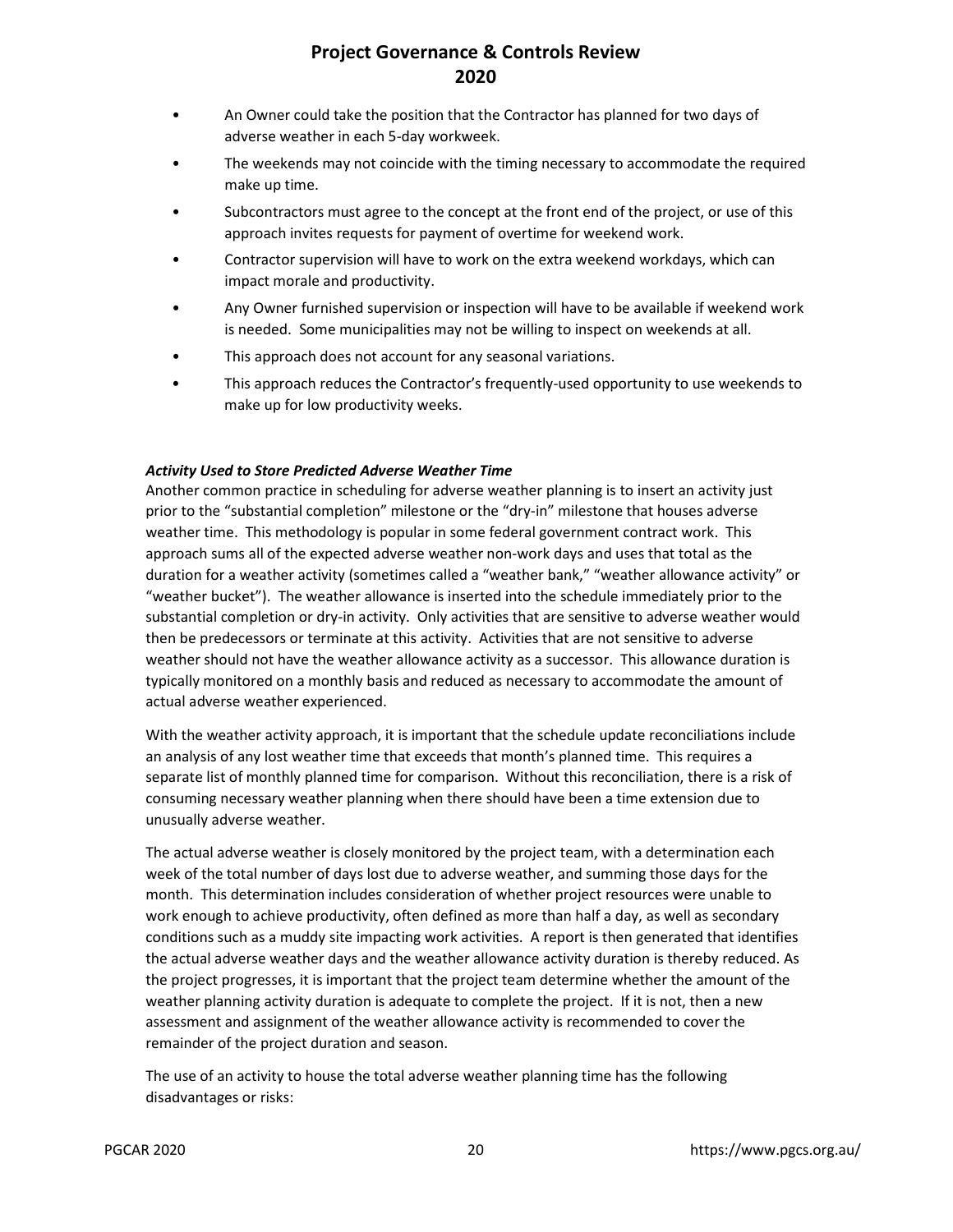- An Owner could take the position that the Contractor has planned for two days of adverse weather in each 5-day workweek.
- The weekends may not coincide with the timing necessary to accommodate the required make up time.
- Subcontractors must agree to the concept at the front end of the project, or use of this approach invites requests for payment of overtime for weekend work.
- Contractor supervision will have to work on the extra weekend workdays, which can impact morale and productivity.
- Any Owner furnished supervision or inspection will have to be available if weekend work is needed. Some municipalities may not be willing to inspect on weekends at all.
- This approach does not account for any seasonal variations.
- This approach reduces the Contractor's frequently-used opportunity to use weekends to make up for low productivity weeks.

***Activity Used to Store Predicted Adverse Weather Time***

Another common practice in scheduling for adverse weather planning is to insert an activity just prior to the "substantial completion" milestone or the "dry-in" milestone that houses adverse weather time. This methodology is popular in some federal government contract work. This approach sums all of the expected adverse weather non-work days and uses that total as the duration for a weather activity (sometimes called a "weather bank," "weather allowance activity" or "weather bucket"). The weather allowance is inserted into the schedule immediately prior to the substantial completion or dry-in activity. Only activities that are sensitive to adverse weather would then be predecessors or terminate at this activity. Activities that are not sensitive to adverse weather should not have the weather allowance activity as a successor. This allowance duration is typically monitored on a monthly basis and reduced as necessary to accommodate the amount of actual adverse weather experienced.

With the weather activity approach, it is important that the schedule update reconciliations include an analysis of any lost weather time that exceeds that month's planned time. This requires a separate list of monthly planned time for comparison. Without this reconciliation, there is a risk of consuming necessary weather planning when there should have been a time extension due to unusually adverse weather.

The actual adverse weather is closely monitored by the project team, with a determination each week of the total number of days lost due to adverse weather, and summing those days for the month. This determination includes consideration of whether project resources were unable to work enough to achieve productivity, often defined as more than half a day, as well as secondary conditions such as a muddy site impacting work activities. A report is then generated that identifies the actual adverse weather days and the weather allowance activity duration is thereby reduced. As the project progresses, it is important that the project team determine whether the amount of the weather planning activity duration is adequate to complete the project. If it is not, then a new assessment and assignment of the weather allowance activity is recommended to cover the remainder of the project duration and season.

The use of an activity to house the total adverse weather planning time has the following disadvantages or risks: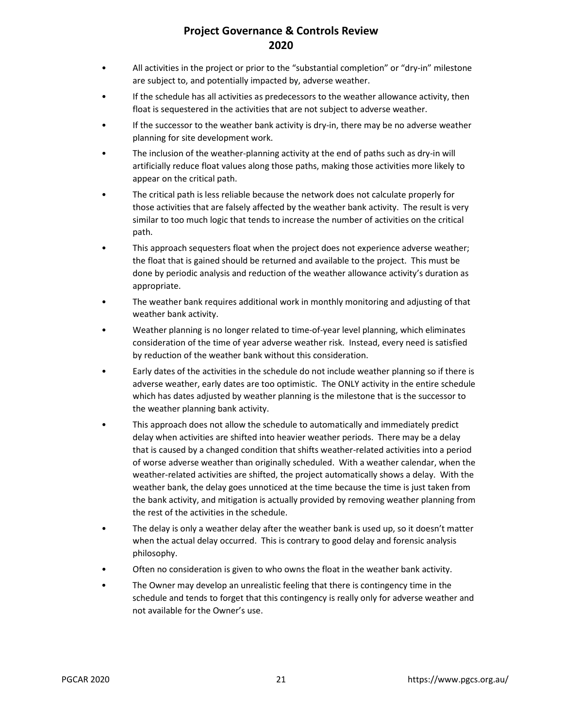- All activities in the project or prior to the "substantial completion" or "dry-in" milestone are subject to, and potentially impacted by, adverse weather.
- If the schedule has all activities as predecessors to the weather allowance activity, then float is sequestered in the activities that are not subject to adverse weather.
- If the successor to the weather bank activity is dry-in, there may be no adverse weather planning for site development work.
- The inclusion of the weather-planning activity at the end of paths such as dry-in will artificially reduce float values along those paths, making those activities more likely to appear on the critical path.
- The critical path is less reliable because the network does not calculate properly for those activities that are falsely affected by the weather bank activity. The result is very similar to too much logic that tends to increase the number of activities on the critical path.
- This approach sequesters float when the project does not experience adverse weather; the float that is gained should be returned and available to the project. This must be done by periodic analysis and reduction of the weather allowance activity's duration as appropriate.
- The weather bank requires additional work in monthly monitoring and adjusting of that weather bank activity.
- Weather planning is no longer related to time-of-year level planning, which eliminates consideration of the time of year adverse weather risk. Instead, every need is satisfied by reduction of the weather bank without this consideration.
- Early dates of the activities in the schedule do not include weather planning so if there is adverse weather, early dates are too optimistic. The ONLY activity in the entire schedule which has dates adjusted by weather planning is the milestone that is the successor to the weather planning bank activity.
- This approach does not allow the schedule to automatically and immediately predict delay when activities are shifted into heavier weather periods. There may be a delay that is caused by a changed condition that shifts weather-related activities into a period of worse adverse weather than originally scheduled. With a weather calendar, when the weather-related activities are shifted, the project automatically shows a delay. With the weather bank, the delay goes unnoticed at the time because the time is just taken from the bank activity, and mitigation is actually provided by removing weather planning from the rest of the activities in the schedule.
- The delay is only a weather delay after the weather bank is used up, so it doesn't matter when the actual delay occurred. This is contrary to good delay and forensic analysis philosophy.
- Often no consideration is given to who owns the float in the weather bank activity.
- The Owner may develop an unrealistic feeling that there is contingency time in the schedule and tends to forget that this contingency is really only for adverse weather and not available for the Owner's use.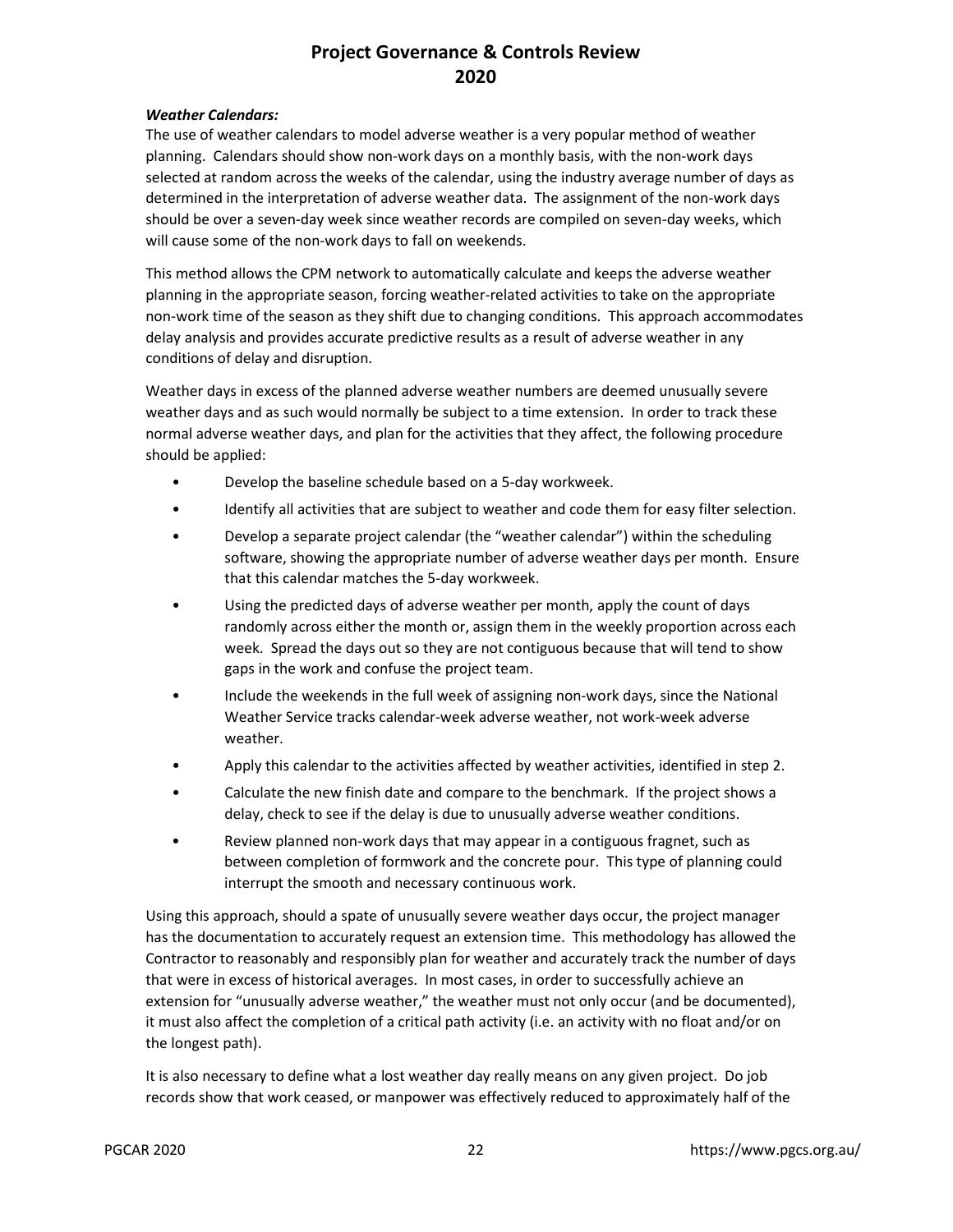***Weather Calendars:***

The use of weather calendars to model adverse weather is a very popular method of weather planning. Calendars should show non-work days on a monthly basis, with the non-work days selected at random across the weeks of the calendar, using the industry average number of days as determined in the interpretation of adverse weather data. The assignment of the non-work days should be over a seven-day week since weather records are compiled on seven-day weeks, which will cause some of the non-work days to fall on weekends.

This method allows the CPM network to automatically calculate and keeps the adverse weather planning in the appropriate season, forcing weather-related activities to take on the appropriate non-work time of the season as they shift due to changing conditions. This approach accommodates delay analysis and provides accurate predictive results as a result of adverse weather in any conditions of delay and disruption.

Weather days in excess of the planned adverse weather numbers are deemed unusually severe weather days and as such would normally be subject to a time extension. In order to track these normal adverse weather days, and plan for the activities that they affect, the following procedure should be applied:

- Develop the baseline schedule based on a 5-day workweek.
- Identify all activities that are subject to weather and code them for easy filter selection.
- Develop a separate project calendar (the "weather calendar") within the scheduling software, showing the appropriate number of adverse weather days per month. Ensure that this calendar matches the 5-day workweek.
- Using the predicted days of adverse weather per month, apply the count of days randomly across either the month or, assign them in the weekly proportion across each week. Spread the days out so they are not contiguous because that will tend to show gaps in the work and confuse the project team.
- Include the weekends in the full week of assigning non-work days, since the National Weather Service tracks calendar-week adverse weather, not work-week adverse weather.
- Apply this calendar to the activities affected by weather activities, identified in step 2.
- Calculate the new finish date and compare to the benchmark. If the project shows a delay, check to see if the delay is due to unusually adverse weather conditions.
- Review planned non-work days that may appear in a contiguous fragnet, such as between completion of formwork and the concrete pour. This type of planning could interrupt the smooth and necessary continuous work.

Using this approach, should a spate of unusually severe weather days occur, the project manager has the documentation to accurately request an extension time. This methodology has allowed the Contractor to reasonably and responsibly plan for weather and accurately track the number of days that were in excess of historical averages. In most cases, in order to successfully achieve an extension for "unusually adverse weather," the weather must not only occur (and be documented), it must also affect the completion of a critical path activity (i.e. an activity with no float and/or on the longest path).

It is also necessary to define what a lost weather day really means on any given project. Do job records show that work ceased, or manpower was effectively reduced to approximately half of the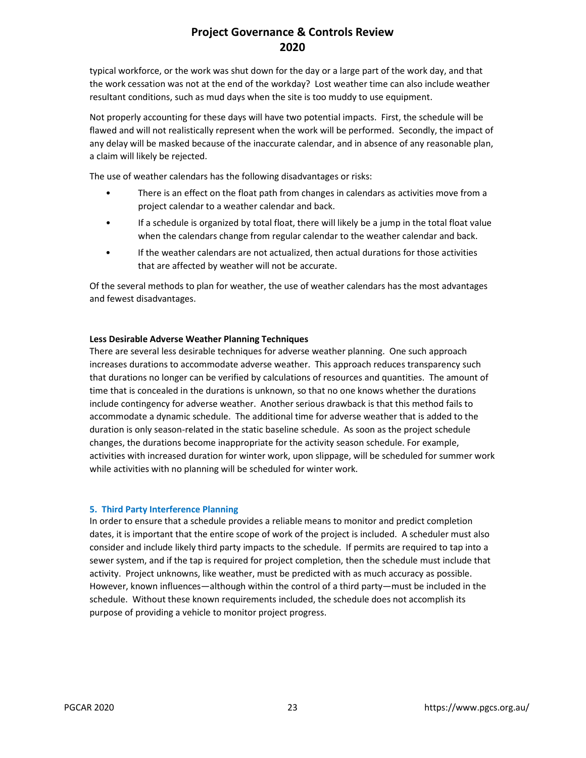typical workforce, or the work was shut down for the day or a large part of the work day, and that the work cessation was not at the end of the workday? Lost weather time can also include weather resultant conditions, such as mud days when the site is too muddy to use equipment.

Not properly accounting for these days will have two potential impacts. First, the schedule will be flawed and will not realistically represent when the work will be performed. Secondly, the impact of any delay will be masked because of the inaccurate calendar, and in absence of any reasonable plan, a claim will likely be rejected.

The use of weather calendars has the following disadvantages or risks:

- There is an effect on the float path from changes in calendars as activities move from a project calendar to a weather calendar and back.
- If a schedule is organized by total float, there will likely be a jump in the total float value when the calendars change from regular calendar to the weather calendar and back.
- If the weather calendars are not actualized, then actual durations for those activities that are affected by weather will not be accurate.

Of the several methods to plan for weather, the use of weather calendars has the most advantages and fewest disadvantages.

**Less Desirable Adverse Weather Planning Techniques**

There are several less desirable techniques for adverse weather planning. One such approach increases durations to accommodate adverse weather. This approach reduces transparency such that durations no longer can be verified by calculations of resources and quantities. The amount of time that is concealed in the durations is unknown, so that no one knows whether the durations include contingency for adverse weather. Another serious drawback is that this method fails to accommodate a dynamic schedule. The additional time for adverse weather that is added to the duration is only season-related in the static baseline schedule. As soon as the project schedule changes, the durations become inappropriate for the activity season schedule. For example, activities with increased duration for winter work, upon slippage, will be scheduled for summer work while activities with no planning will be scheduled for winter work.

### 5. Third Party Interference Planning

In order to ensure that a schedule provides a reliable means to monitor and predict completion dates, it is important that the entire scope of work of the project is included. A scheduler must also consider and include likely third party impacts to the schedule. If permits are required to tap into a sewer system, and if the tap is required for project completion, then the schedule must include that activity. Project unknowns, like weather, must be predicted with as much accuracy as possible. However, known influences—although within the control of a third party—must be included in the schedule. Without these known requirements included, the schedule does not accomplish its purpose of providing a vehicle to monitor project progress.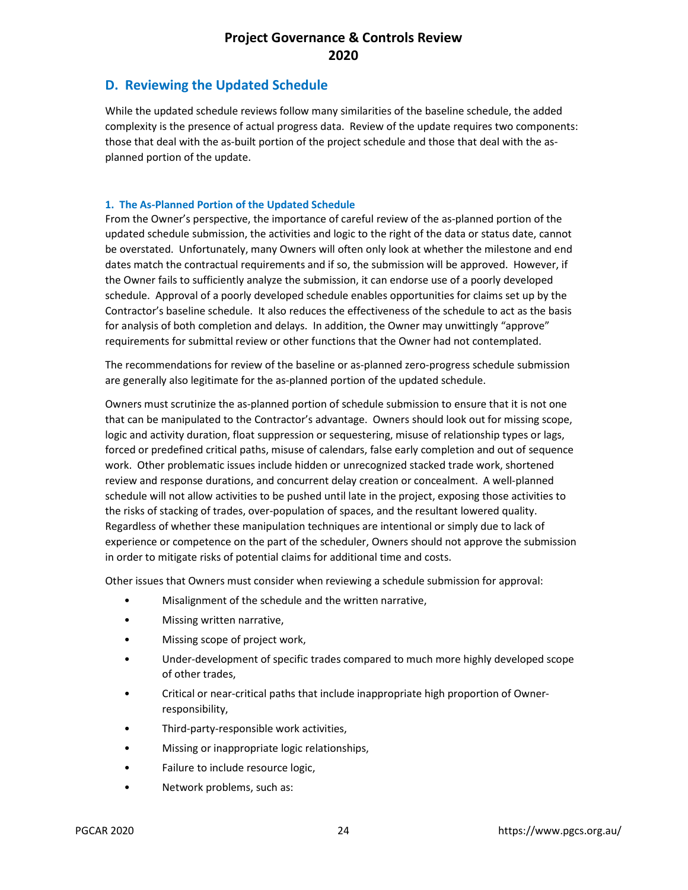## D. Reviewing the Updated Schedule

While the updated schedule reviews follow many similarities of the baseline schedule, the added complexity is the presence of actual progress data. Review of the update requires two components: those that deal with the as-built portion of the project schedule and those that deal with the as-planned portion of the update.

### 1. The As-Planned Portion of the Updated Schedule

From the Owner's perspective, the importance of careful review of the as-planned portion of the updated schedule submission, the activities and logic to the right of the data or status date, cannot be overstated. Unfortunately, many Owners will often only look at whether the milestone and end dates match the contractual requirements and if so, the submission will be approved. However, if the Owner fails to sufficiently analyze the submission, it can endorse use of a poorly developed schedule. Approval of a poorly developed schedule enables opportunities for claims set up by the Contractor's baseline schedule. It also reduces the effectiveness of the schedule to act as the basis for analysis of both completion and delays. In addition, the Owner may unwittingly "approve" requirements for submittal review or other functions that the Owner had not contemplated.

The recommendations for review of the baseline or as-planned zero-progress schedule submission are generally also legitimate for the as-planned portion of the updated schedule.

Owners must scrutinize the as-planned portion of schedule submission to ensure that it is not one that can be manipulated to the Contractor's advantage. Owners should look out for missing scope, logic and activity duration, float suppression or sequestering, misuse of relationship types or lags, forced or predefined critical paths, misuse of calendars, false early completion and out of sequence work. Other problematic issues include hidden or unrecognized stacked trade work, shortened review and response durations, and concurrent delay creation or concealment. A well-planned schedule will not allow activities to be pushed until late in the project, exposing those activities to the risks of stacking of trades, over-population of spaces, and the resultant lowered quality. Regardless of whether these manipulation techniques are intentional or simply due to lack of experience or competence on the part of the scheduler, Owners should not approve the submission in order to mitigate risks of potential claims for additional time and costs.

Other issues that Owners must consider when reviewing a schedule submission for approval:

- Misalignment of the schedule and the written narrative,
- Missing written narrative,
- Missing scope of project work,
- Under-development of specific trades compared to much more highly developed scope of other trades,
- Critical or near-critical paths that include inappropriate high proportion of Owner-responsibility,
- Third-party-responsible work activities,
- Missing or inappropriate logic relationships,
- Failure to include resource logic,
- Network problems, such as: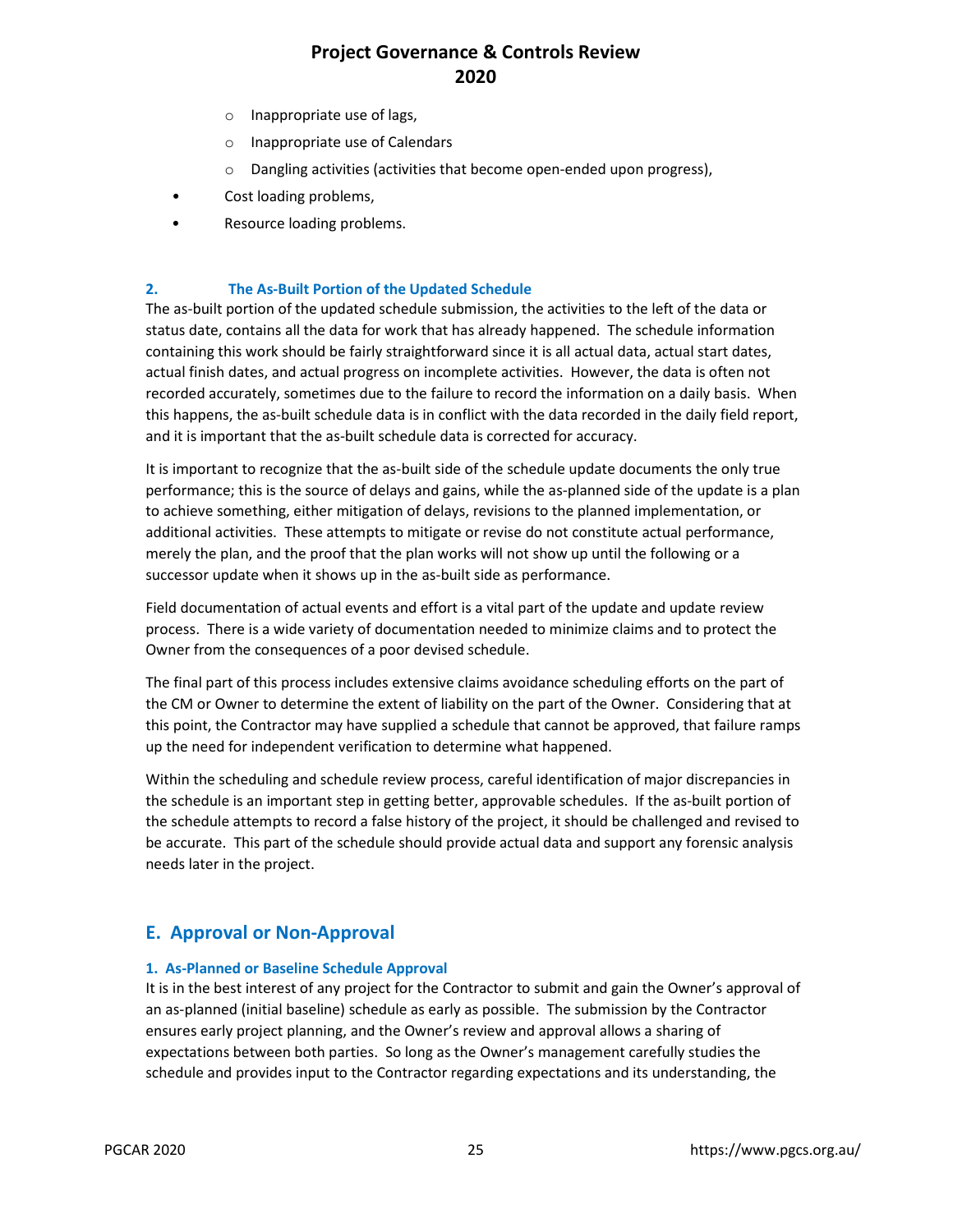- Inappropriate use of lags,
  - Inappropriate use of Calendars
  - Dangling activities (activities that become open-ended upon progress),
- Cost loading problems,
- Resource loading problems.

#### 2. The As-Built Portion of the Updated Schedule

The as-built portion of the updated schedule submission, the activities to the left of the data or status date, contains all the data for work that has already happened. The schedule information containing this work should be fairly straightforward since it is all actual data, actual start dates, actual finish dates, and actual progress on incomplete activities. However, the data is often not recorded accurately, sometimes due to the failure to record the information on a daily basis. When this happens, the as-built schedule data is in conflict with the data recorded in the daily field report, and it is important that the as-built schedule data is corrected for accuracy.

It is important to recognize that the as-built side of the schedule update documents the only true performance; this is the source of delays and gains, while the as-planned side of the update is a plan to achieve something, either mitigation of delays, revisions to the planned implementation, or additional activities. These attempts to mitigate or revise do not constitute actual performance, merely the plan, and the proof that the plan works will not show up until the following or a successor update when it shows up in the as-built side as performance.

Field documentation of actual events and effort is a vital part of the update and update review process. There is a wide variety of documentation needed to minimize claims and to protect the Owner from the consequences of a poor devised schedule.

The final part of this process includes extensive claims avoidance scheduling efforts on the part of the CM or Owner to determine the extent of liability on the part of the Owner. Considering that at this point, the Contractor may have supplied a schedule that cannot be approved, that failure ramps up the need for independent verification to determine what happened.

Within the scheduling and schedule review process, careful identification of major discrepancies in the schedule is an important step in getting better, approvable schedules. If the as-built portion of the schedule attempts to record a false history of the project, it should be challenged and revised to be accurate. This part of the schedule should provide actual data and support any forensic analysis needs later in the project.

## E. Approval or Non-Approval

#### 1. As-Planned or Baseline Schedule Approval

It is in the best interest of any project for the Contractor to submit and gain the Owner's approval of an as-planned (initial baseline) schedule as early as possible. The submission by the Contractor ensures early project planning, and the Owner's review and approval allows a sharing of expectations between both parties. So long as the Owner's management carefully studies the schedule and provides input to the Contractor regarding expectations and its understanding, the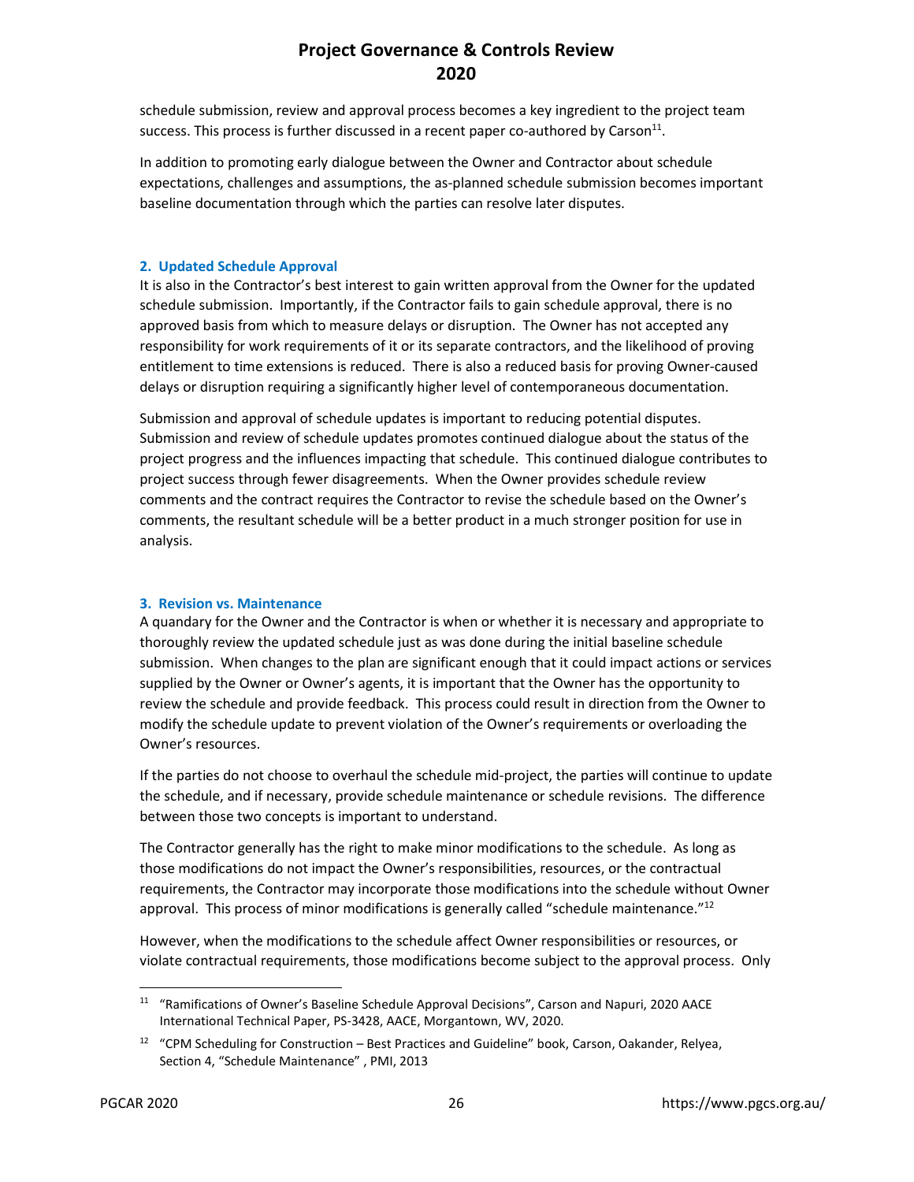schedule submission, review and approval process becomes a key ingredient to the project team success. This process is further discussed in a recent paper co-authored by Carson[11].

In addition to promoting early dialogue between the Owner and Contractor about schedule expectations, challenges and assumptions, the as-planned schedule submission becomes important baseline documentation through which the parties can resolve later disputes.

### 2. Updated Schedule Approval

It is also in the Contractor's best interest to gain written approval from the Owner for the updated schedule submission. Importantly, if the Contractor fails to gain schedule approval, there is no approved basis from which to measure delays or disruption. The Owner has not accepted any responsibility for work requirements of it or its separate contractors, and the likelihood of proving entitlement to time extensions is reduced. There is also a reduced basis for proving Owner-caused delays or disruption requiring a significantly higher level of contemporaneous documentation.

Submission and approval of schedule updates is important to reducing potential disputes. Submission and review of schedule updates promotes continued dialogue about the status of the project progress and the influences impacting that schedule. This continued dialogue contributes to project success through fewer disagreements. When the Owner provides schedule review comments and the contract requires the Contractor to revise the schedule based on the Owner's comments, the resultant schedule will be a better product in a much stronger position for use in analysis.

### 3. Revision vs. Maintenance

A quandary for the Owner and the Contractor is when or whether it is necessary and appropriate to thoroughly review the updated schedule just as was done during the initial baseline schedule submission. When changes to the plan are significant enough that it could impact actions or services supplied by the Owner or Owner's agents, it is important that the Owner has the opportunity to review the schedule and provide feedback. This process could result in direction from the Owner to modify the schedule update to prevent violation of the Owner's requirements or overloading the Owner's resources.

If the parties do not choose to overhaul the schedule mid-project, the parties will continue to update the schedule, and if necessary, provide schedule maintenance or schedule revisions. The difference between those two concepts is important to understand.

The Contractor generally has the right to make minor modifications to the schedule. As long as those modifications do not impact the Owner's responsibilities, resources, or the contractual requirements, the Contractor may incorporate those modifications into the schedule without Owner approval. This process of minor modifications is generally called "schedule maintenance."[12]

However, when the modifications to the schedule affect Owner responsibilities or resources, or violate contractual requirements, those modifications become subject to the approval process. Only

---

[11] "Ramifications of Owner's Baseline Schedule Approval Decisions", Carson and Napuri, 2020 AACE International Technical Paper, PS-3428, AACE, Morgantown, WV, 2020.

[12] "CPM Scheduling for Construction – Best Practices and Guideline" book, Carson, Oakander, Relyea, Section 4, "Schedule Maintenance" , PMI, 2013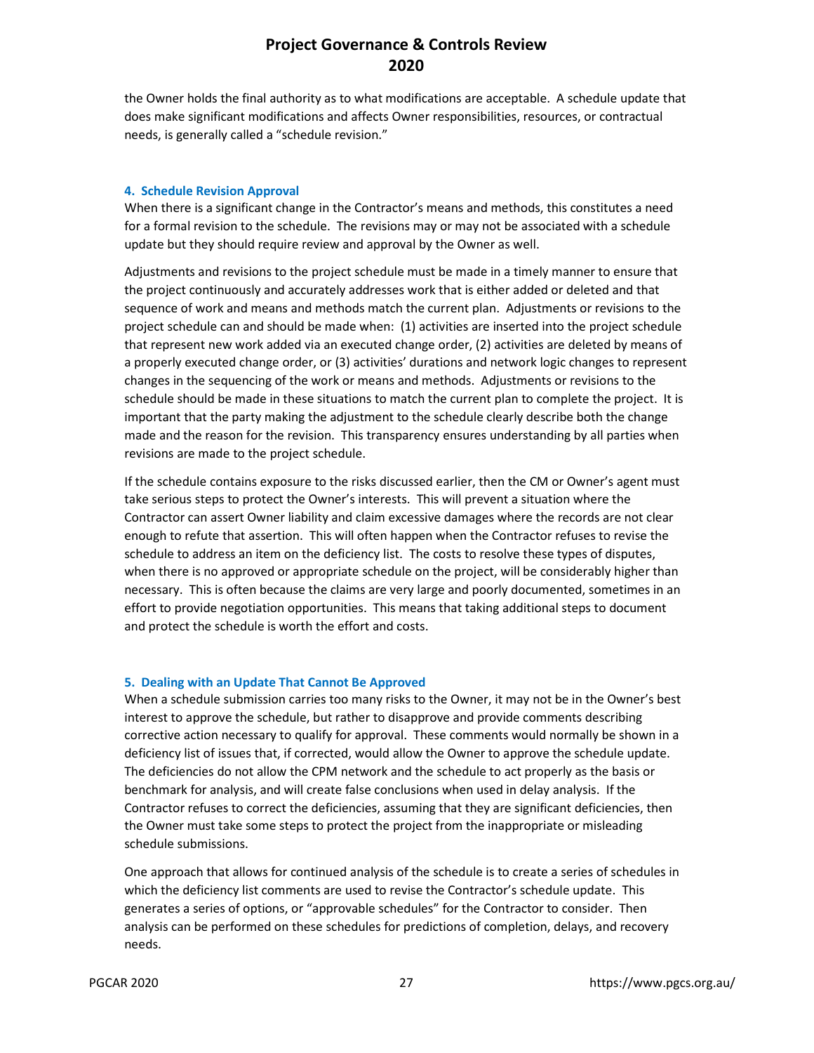the Owner holds the final authority as to what modifications are acceptable. A schedule update that does make significant modifications and affects Owner responsibilities, resources, or contractual needs, is generally called a "schedule revision."

#### 4. Schedule Revision Approval

When there is a significant change in the Contractor's means and methods, this constitutes a need for a formal revision to the schedule. The revisions may or may not be associated with a schedule update but they should require review and approval by the Owner as well.

Adjustments and revisions to the project schedule must be made in a timely manner to ensure that the project continuously and accurately addresses work that is either added or deleted and that sequence of work and means and methods match the current plan. Adjustments or revisions to the project schedule can and should be made when: (1) activities are inserted into the project schedule that represent new work added via an executed change order, (2) activities are deleted by means of a properly executed change order, or (3) activities' durations and network logic changes to represent changes in the sequencing of the work or means and methods. Adjustments or revisions to the schedule should be made in these situations to match the current plan to complete the project. It is important that the party making the adjustment to the schedule clearly describe both the change made and the reason for the revision. This transparency ensures understanding by all parties when revisions are made to the project schedule.

If the schedule contains exposure to the risks discussed earlier, then the CM or Owner's agent must take serious steps to protect the Owner's interests. This will prevent a situation where the Contractor can assert Owner liability and claim excessive damages where the records are not clear enough to refute that assertion. This will often happen when the Contractor refuses to revise the schedule to address an item on the deficiency list. The costs to resolve these types of disputes, when there is no approved or appropriate schedule on the project, will be considerably higher than necessary. This is often because the claims are very large and poorly documented, sometimes in an effort to provide negotiation opportunities. This means that taking additional steps to document and protect the schedule is worth the effort and costs.

#### 5. Dealing with an Update That Cannot Be Approved

When a schedule submission carries too many risks to the Owner, it may not be in the Owner's best interest to approve the schedule, but rather to disapprove and provide comments describing corrective action necessary to qualify for approval. These comments would normally be shown in a deficiency list of issues that, if corrected, would allow the Owner to approve the schedule update. The deficiencies do not allow the CPM network and the schedule to act properly as the basis or benchmark for analysis, and will create false conclusions when used in delay analysis. If the Contractor refuses to correct the deficiencies, assuming that they are significant deficiencies, then the Owner must take some steps to protect the project from the inappropriate or misleading schedule submissions.

One approach that allows for continued analysis of the schedule is to create a series of schedules in which the deficiency list comments are used to revise the Contractor's schedule update. This generates a series of options, or "approvable schedules" for the Contractor to consider. Then analysis can be performed on these schedules for predictions of completion, delays, and recovery needs.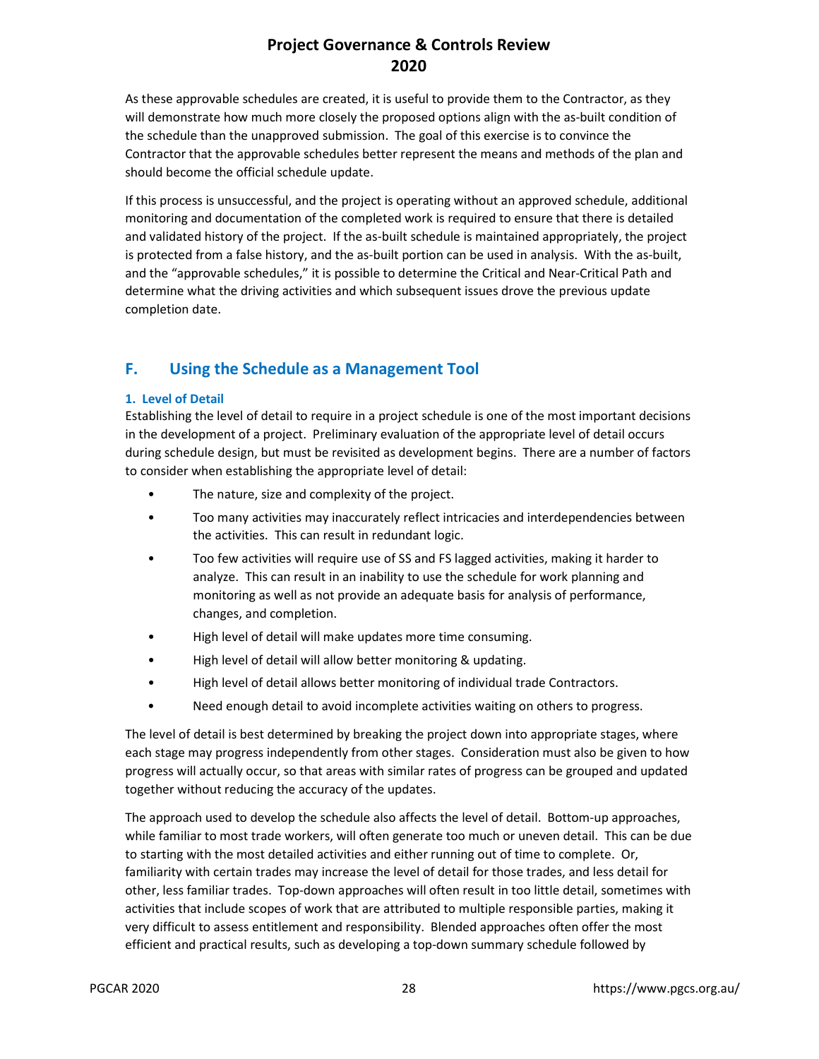As these approvable schedules are created, it is useful to provide them to the Contractor, as they will demonstrate how much more closely the proposed options align with the as-built condition of the schedule than the unapproved submission. The goal of this exercise is to convince the Contractor that the approvable schedules better represent the means and methods of the plan and should become the official schedule update.

If this process is unsuccessful, and the project is operating without an approved schedule, additional monitoring and documentation of the completed work is required to ensure that there is detailed and validated history of the project. If the as-built schedule is maintained appropriately, the project is protected from a false history, and the as-built portion can be used in analysis. With the as-built, and the "approvable schedules," it is possible to determine the Critical and Near-Critical Path and determine what the driving activities and which subsequent issues drove the previous update completion date.

## F. Using the Schedule as a Management Tool

### 1. Level of Detail

Establishing the level of detail to require in a project schedule is one of the most important decisions in the development of a project. Preliminary evaluation of the appropriate level of detail occurs during schedule design, but must be revisited as development begins. There are a number of factors to consider when establishing the appropriate level of detail:

- The nature, size and complexity of the project.
- Too many activities may inaccurately reflect intricacies and interdependencies between the activities. This can result in redundant logic.
- Too few activities will require use of SS and FS lagged activities, making it harder to analyze. This can result in an inability to use the schedule for work planning and monitoring as well as not provide an adequate basis for analysis of performance, changes, and completion.
- High level of detail will make updates more time consuming.
- High level of detail will allow better monitoring & updating.
- High level of detail allows better monitoring of individual trade Contractors.
- Need enough detail to avoid incomplete activities waiting on others to progress.

The level of detail is best determined by breaking the project down into appropriate stages, where each stage may progress independently from other stages. Consideration must also be given to how progress will actually occur, so that areas with similar rates of progress can be grouped and updated together without reducing the accuracy of the updates.

The approach used to develop the schedule also affects the level of detail. Bottom-up approaches, while familiar to most trade workers, will often generate too much or uneven detail. This can be due to starting with the most detailed activities and either running out of time to complete. Or, familiarity with certain trades may increase the level of detail for those trades, and less detail for other, less familiar trades. Top-down approaches will often result in too little detail, sometimes with activities that include scopes of work that are attributed to multiple responsible parties, making it very difficult to assess entitlement and responsibility. Blended approaches often offer the most efficient and practical results, such as developing a top-down summary schedule followed by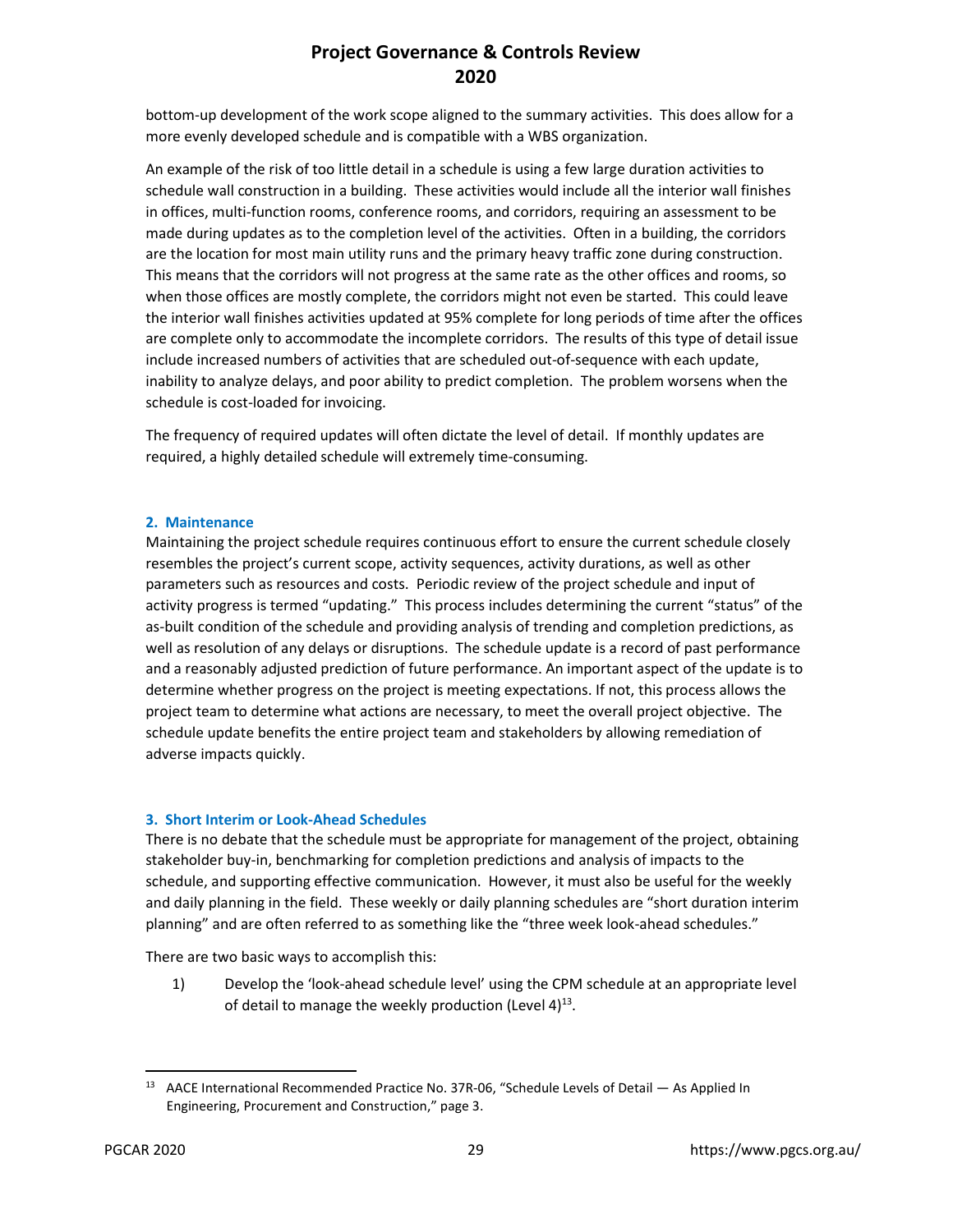bottom-up development of the work scope aligned to the summary activities. This does allow for a more evenly developed schedule and is compatible with a WBS organization.

An example of the risk of too little detail in a schedule is using a few large duration activities to schedule wall construction in a building. These activities would include all the interior wall finishes in offices, multi-function rooms, conference rooms, and corridors, requiring an assessment to be made during updates as to the completion level of the activities. Often in a building, the corridors are the location for most main utility runs and the primary heavy traffic zone during construction. This means that the corridors will not progress at the same rate as the other offices and rooms, so when those offices are mostly complete, the corridors might not even be started. This could leave the interior wall finishes activities updated at 95% complete for long periods of time after the offices are complete only to accommodate the incomplete corridors. The results of this type of detail issue include increased numbers of activities that are scheduled out-of-sequence with each update, inability to analyze delays, and poor ability to predict completion. The problem worsens when the schedule is cost-loaded for invoicing.

The frequency of required updates will often dictate the level of detail. If monthly updates are required, a highly detailed schedule will extremely time-consuming.

### 2. Maintenance

Maintaining the project schedule requires continuous effort to ensure the current schedule closely resembles the project's current scope, activity sequences, activity durations, as well as other parameters such as resources and costs. Periodic review of the project schedule and input of activity progress is termed "updating." This process includes determining the current "status" of the as-built condition of the schedule and providing analysis of trending and completion predictions, as well as resolution of any delays or disruptions. The schedule update is a record of past performance and a reasonably adjusted prediction of future performance. An important aspect of the update is to determine whether progress on the project is meeting expectations. If not, this process allows the project team to determine what actions are necessary, to meet the overall project objective. The schedule update benefits the entire project team and stakeholders by allowing remediation of adverse impacts quickly.

### 3. Short Interim or Look-Ahead Schedules

There is no debate that the schedule must be appropriate for management of the project, obtaining stakeholder buy-in, benchmarking for completion predictions and analysis of impacts to the schedule, and supporting effective communication. However, it must also be useful for the weekly and daily planning in the field. These weekly or daily planning schedules are "short duration interim planning" and are often referred to as something like the "three week look-ahead schedules."

There are two basic ways to accomplish this:

1) Develop the 'look-ahead schedule level' using the CPM schedule at an appropriate level of detail to manage the weekly production (Level 4)[13].

---

[13] AACE International Recommended Practice No. 37R-06, "Schedule Levels of Detail — As Applied In Engineering, Procurement and Construction," page 3.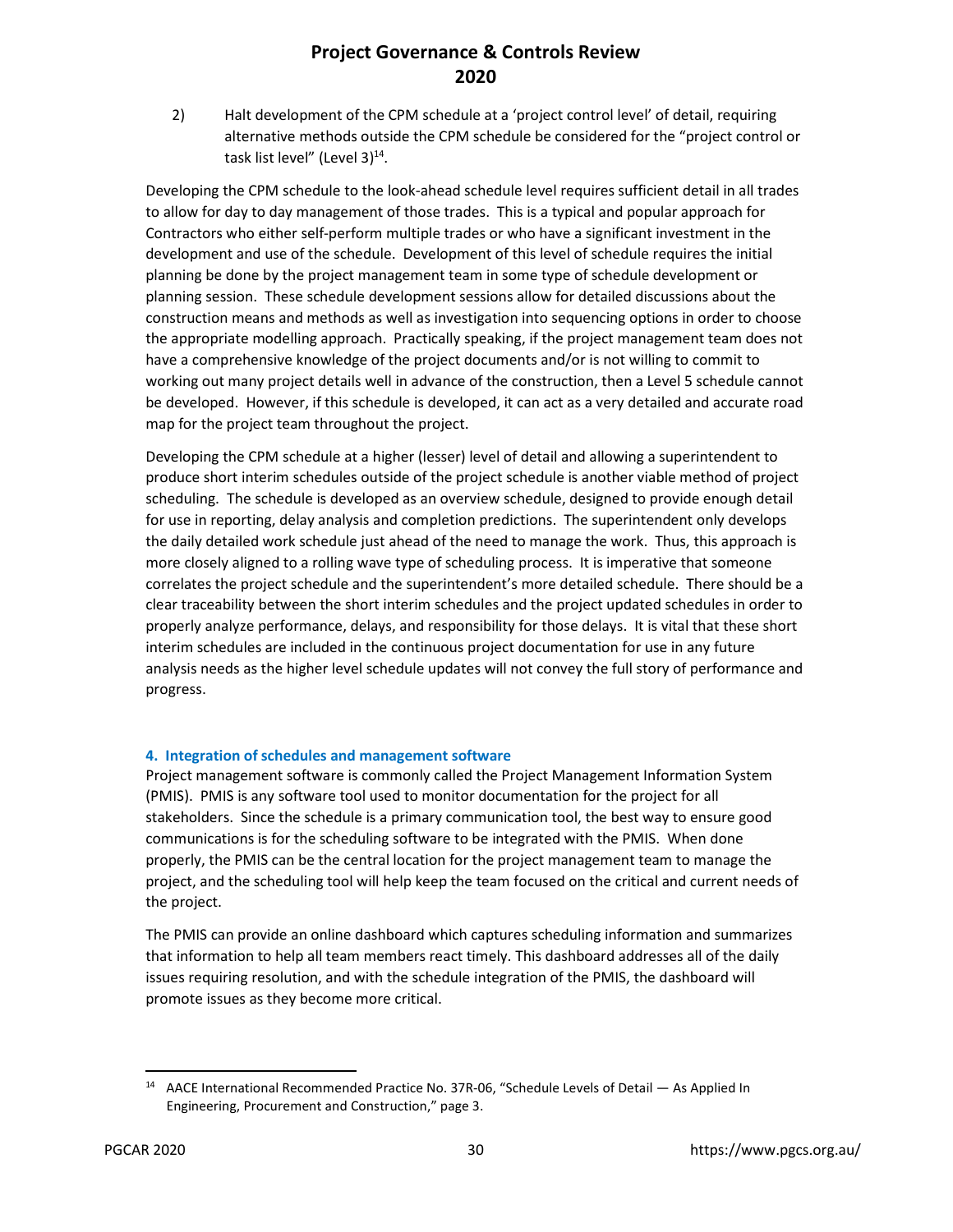2) Halt development of the CPM schedule at a 'project control level' of detail, requiring alternative methods outside the CPM schedule be considered for the "project control or task list level" (Level 3)[14].

Developing the CPM schedule to the look-ahead schedule level requires sufficient detail in all trades to allow for day to day management of those trades. This is a typical and popular approach for Contractors who either self-perform multiple trades or who have a significant investment in the development and use of the schedule. Development of this level of schedule requires the initial planning be done by the project management team in some type of schedule development or planning session. These schedule development sessions allow for detailed discussions about the construction means and methods as well as investigation into sequencing options in order to choose the appropriate modelling approach. Practically speaking, if the project management team does not have a comprehensive knowledge of the project documents and/or is not willing to commit to working out many project details well in advance of the construction, then a Level 5 schedule cannot be developed. However, if this schedule is developed, it can act as a very detailed and accurate road map for the project team throughout the project.

Developing the CPM schedule at a higher (lesser) level of detail and allowing a superintendent to produce short interim schedules outside of the project schedule is another viable method of project scheduling. The schedule is developed as an overview schedule, designed to provide enough detail for use in reporting, delay analysis and completion predictions. The superintendent only develops the daily detailed work schedule just ahead of the need to manage the work. Thus, this approach is more closely aligned to a rolling wave type of scheduling process. It is imperative that someone correlates the project schedule and the superintendent's more detailed schedule. There should be a clear traceability between the short interim schedules and the project updated schedules in order to properly analyze performance, delays, and responsibility for those delays. It is vital that these short interim schedules are included in the continuous project documentation for use in any future analysis needs as the higher level schedule updates will not convey the full story of performance and progress.

### 4. Integration of schedules and management software

Project management software is commonly called the Project Management Information System (PMIS). PMIS is any software tool used to monitor documentation for the project for all stakeholders. Since the schedule is a primary communication tool, the best way to ensure good communications is for the scheduling software to be integrated with the PMIS. When done properly, the PMIS can be the central location for the project management team to manage the project, and the scheduling tool will help keep the team focused on the critical and current needs of the project.

The PMIS can provide an online dashboard which captures scheduling information and summarizes that information to help all team members react timely. This dashboard addresses all of the daily issues requiring resolution, and with the schedule integration of the PMIS, the dashboard will promote issues as they become more critical.

[14] AACE International Recommended Practice No. 37R-06, "Schedule Levels of Detail — As Applied In Engineering, Procurement and Construction," page 3.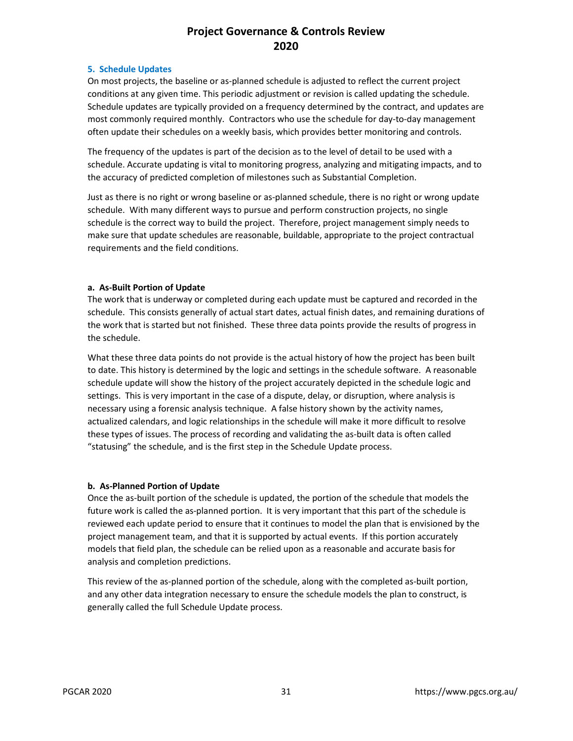## 5. Schedule Updates

On most projects, the baseline or as-planned schedule is adjusted to reflect the current project conditions at any given time. This periodic adjustment or revision is called updating the schedule. Schedule updates are typically provided on a frequency determined by the contract, and updates are most commonly required monthly. Contractors who use the schedule for day-to-day management often update their schedules on a weekly basis, which provides better monitoring and controls.

The frequency of the updates is part of the decision as to the level of detail to be used with a schedule. Accurate updating is vital to monitoring progress, analyzing and mitigating impacts, and to the accuracy of predicted completion of milestones such as Substantial Completion.

Just as there is no right or wrong baseline or as-planned schedule, there is no right or wrong update schedule. With many different ways to pursue and perform construction projects, no single schedule is the correct way to build the project. Therefore, project management simply needs to make sure that update schedules are reasonable, buildable, appropriate to the project contractual requirements and the field conditions.

### a. As-Built Portion of Update

The work that is underway or completed during each update must be captured and recorded in the schedule. This consists generally of actual start dates, actual finish dates, and remaining durations of the work that is started but not finished. These three data points provide the results of progress in the schedule.

What these three data points do not provide is the actual history of how the project has been built to date. This history is determined by the logic and settings in the schedule software. A reasonable schedule update will show the history of the project accurately depicted in the schedule logic and settings. This is very important in the case of a dispute, delay, or disruption, where analysis is necessary using a forensic analysis technique. A false history shown by the activity names, actualized calendars, and logic relationships in the schedule will make it more difficult to resolve these types of issues. The process of recording and validating the as-built data is often called "statusing" the schedule, and is the first step in the Schedule Update process.

### b. As-Planned Portion of Update

Once the as-built portion of the schedule is updated, the portion of the schedule that models the future work is called the as-planned portion. It is very important that this part of the schedule is reviewed each update period to ensure that it continues to model the plan that is envisioned by the project management team, and that it is supported by actual events. If this portion accurately models that field plan, the schedule can be relied upon as a reasonable and accurate basis for analysis and completion predictions.

This review of the as-planned portion of the schedule, along with the completed as-built portion, and any other data integration necessary to ensure the schedule models the plan to construct, is generally called the full Schedule Update process.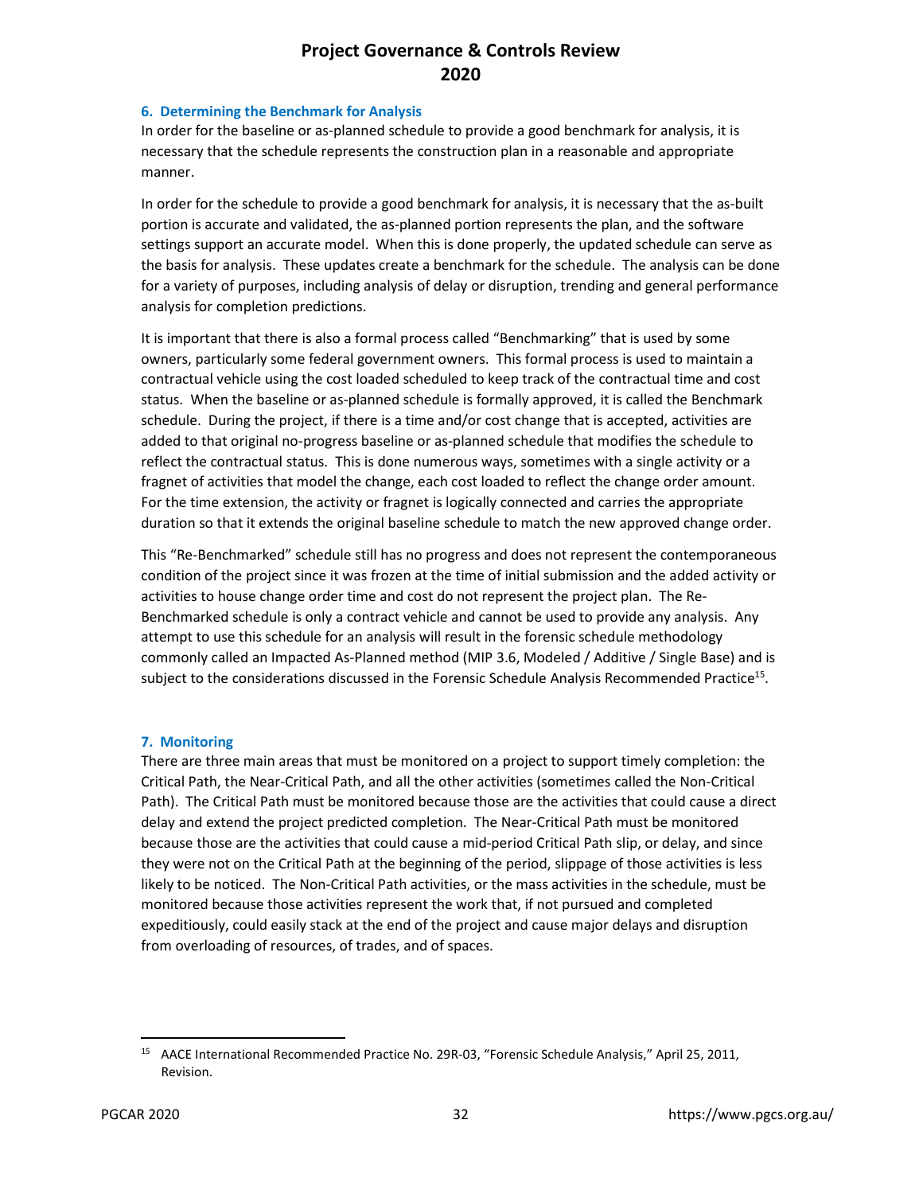### 6. Determining the Benchmark for Analysis

In order for the baseline or as-planned schedule to provide a good benchmark for analysis, it is necessary that the schedule represents the construction plan in a reasonable and appropriate manner.

In order for the schedule to provide a good benchmark for analysis, it is necessary that the as-built portion is accurate and validated, the as-planned portion represents the plan, and the software settings support an accurate model. When this is done properly, the updated schedule can serve as the basis for analysis. These updates create a benchmark for the schedule. The analysis can be done for a variety of purposes, including analysis of delay or disruption, trending and general performance analysis for completion predictions.

It is important that there is also a formal process called "Benchmarking" that is used by some owners, particularly some federal government owners. This formal process is used to maintain a contractual vehicle using the cost loaded scheduled to keep track of the contractual time and cost status. When the baseline or as-planned schedule is formally approved, it is called the Benchmark schedule. During the project, if there is a time and/or cost change that is accepted, activities are added to that original no-progress baseline or as-planned schedule that modifies the schedule to reflect the contractual status. This is done numerous ways, sometimes with a single activity or a fragnet of activities that model the change, each cost loaded to reflect the change order amount. For the time extension, the activity or fragnet is logically connected and carries the appropriate duration so that it extends the original baseline schedule to match the new approved change order.

This "Re-Benchmarked" schedule still has no progress and does not represent the contemporaneous condition of the project since it was frozen at the time of initial submission and the added activity or activities to house change order time and cost do not represent the project plan. The Re-Benchmarked schedule is only a contract vehicle and cannot be used to provide any analysis. Any attempt to use this schedule for an analysis will result in the forensic schedule methodology commonly called an Impacted As-Planned method (MIP 3.6, Modeled / Additive / Single Base) and is subject to the considerations discussed in the Forensic Schedule Analysis Recommended Practice[15].

### 7. Monitoring

There are three main areas that must be monitored on a project to support timely completion: the Critical Path, the Near-Critical Path, and all the other activities (sometimes called the Non-Critical Path). The Critical Path must be monitored because those are the activities that could cause a direct delay and extend the project predicted completion. The Near-Critical Path must be monitored because those are the activities that could cause a mid-period Critical Path slip, or delay, and since they were not on the Critical Path at the beginning of the period, slippage of those activities is less likely to be noticed. The Non-Critical Path activities, or the mass activities in the schedule, must be monitored because those activities represent the work that, if not pursued and completed expeditiously, could easily stack at the end of the project and cause major delays and disruption from overloading of resources, of trades, and of spaces.

---

[15] AACE International Recommended Practice No. 29R-03, "Forensic Schedule Analysis," April 25, 2011, Revision.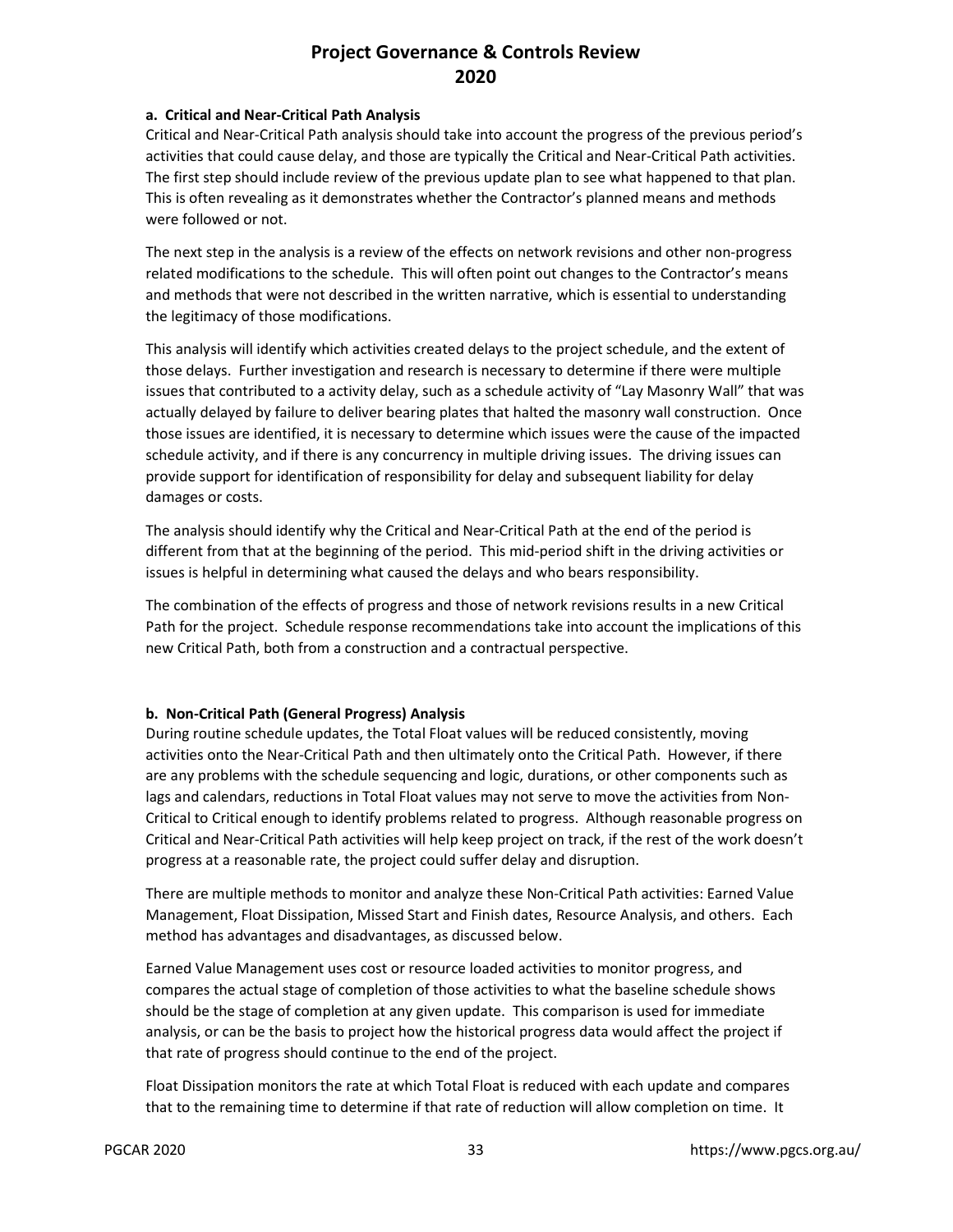### a. Critical and Near-Critical Path Analysis

Critical and Near-Critical Path analysis should take into account the progress of the previous period's activities that could cause delay, and those are typically the Critical and Near-Critical Path activities. The first step should include review of the previous update plan to see what happened to that plan. This is often revealing as it demonstrates whether the Contractor's planned means and methods were followed or not.

The next step in the analysis is a review of the effects on network revisions and other non-progress related modifications to the schedule. This will often point out changes to the Contractor's means and methods that were not described in the written narrative, which is essential to understanding the legitimacy of those modifications.

This analysis will identify which activities created delays to the project schedule, and the extent of those delays. Further investigation and research is necessary to determine if there were multiple issues that contributed to a activity delay, such as a schedule activity of "Lay Masonry Wall" that was actually delayed by failure to deliver bearing plates that halted the masonry wall construction. Once those issues are identified, it is necessary to determine which issues were the cause of the impacted schedule activity, and if there is any concurrency in multiple driving issues. The driving issues can provide support for identification of responsibility for delay and subsequent liability for delay damages or costs.

The analysis should identify why the Critical and Near-Critical Path at the end of the period is different from that at the beginning of the period. This mid-period shift in the driving activities or issues is helpful in determining what caused the delays and who bears responsibility.

The combination of the effects of progress and those of network revisions results in a new Critical Path for the project. Schedule response recommendations take into account the implications of this new Critical Path, both from a construction and a contractual perspective.

### b. Non-Critical Path (General Progress) Analysis

During routine schedule updates, the Total Float values will be reduced consistently, moving activities onto the Near-Critical Path and then ultimately onto the Critical Path. However, if there are any problems with the schedule sequencing and logic, durations, or other components such as lags and calendars, reductions in Total Float values may not serve to move the activities from Non-Critical to Critical enough to identify problems related to progress. Although reasonable progress on Critical and Near-Critical Path activities will help keep project on track, if the rest of the work doesn't progress at a reasonable rate, the project could suffer delay and disruption.

There are multiple methods to monitor and analyze these Non-Critical Path activities: Earned Value Management, Float Dissipation, Missed Start and Finish dates, Resource Analysis, and others. Each method has advantages and disadvantages, as discussed below.

Earned Value Management uses cost or resource loaded activities to monitor progress, and compares the actual stage of completion of those activities to what the baseline schedule shows should be the stage of completion at any given update. This comparison is used for immediate analysis, or can be the basis to project how the historical progress data would affect the project if that rate of progress should continue to the end of the project.

Float Dissipation monitors the rate at which Total Float is reduced with each update and compares that to the remaining time to determine if that rate of reduction will allow completion on time. It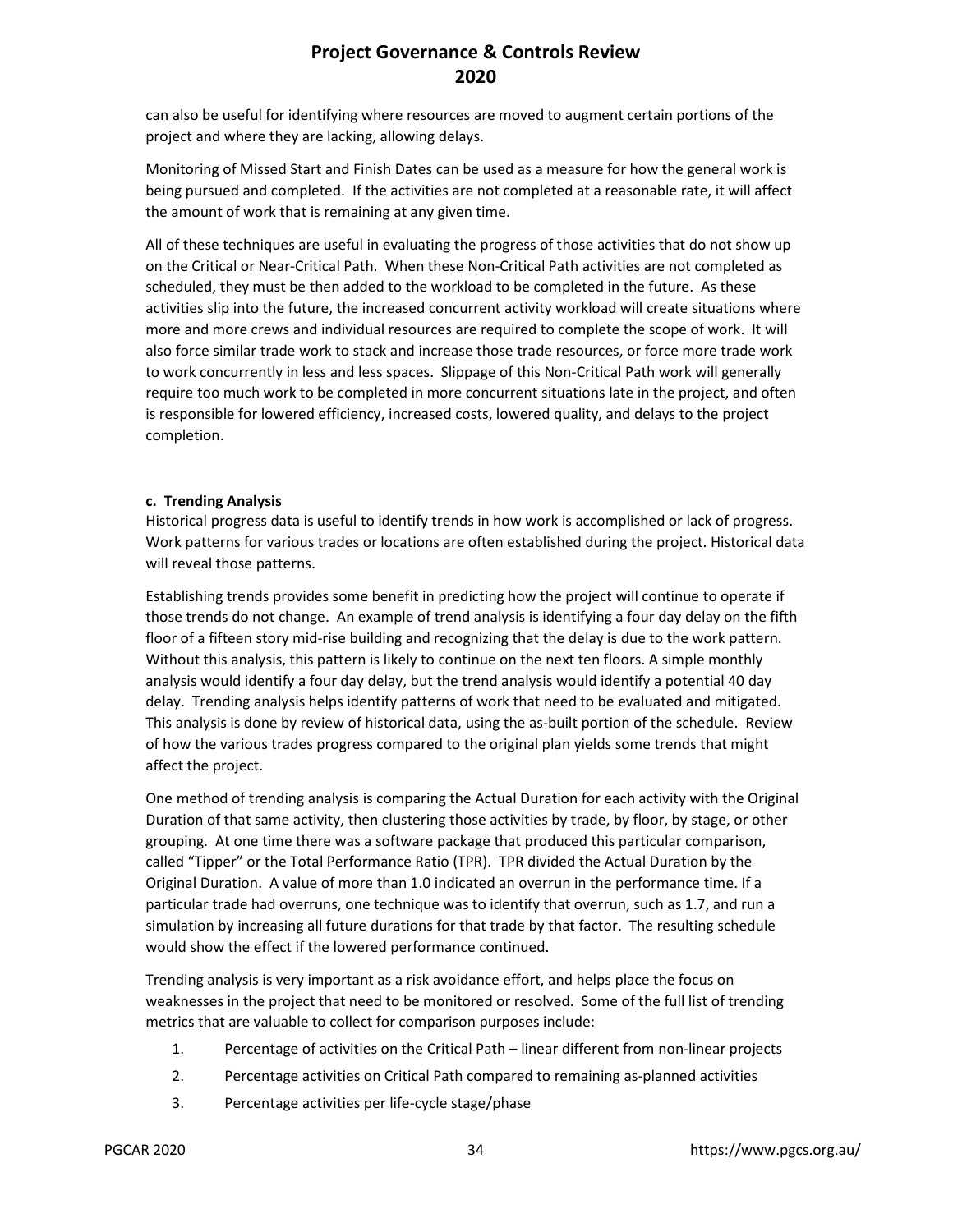can also be useful for identifying where resources are moved to augment certain portions of the project and where they are lacking, allowing delays.

Monitoring of Missed Start and Finish Dates can be used as a measure for how the general work is being pursued and completed. If the activities are not completed at a reasonable rate, it will affect the amount of work that is remaining at any given time.

All of these techniques are useful in evaluating the progress of those activities that do not show up on the Critical or Near-Critical Path. When these Non-Critical Path activities are not completed as scheduled, they must be then added to the workload to be completed in the future. As these activities slip into the future, the increased concurrent activity workload will create situations where more and more crews and individual resources are required to complete the scope of work. It will also force similar trade work to stack and increase those trade resources, or force more trade work to work concurrently in less and less spaces. Slippage of this Non-Critical Path work will generally require too much work to be completed in more concurrent situations late in the project, and often is responsible for lowered efficiency, increased costs, lowered quality, and delays to the project completion.

#### c. Trending Analysis

Historical progress data is useful to identify trends in how work is accomplished or lack of progress. Work patterns for various trades or locations are often established during the project. Historical data will reveal those patterns.

Establishing trends provides some benefit in predicting how the project will continue to operate if those trends do not change. An example of trend analysis is identifying a four day delay on the fifth floor of a fifteen story mid-rise building and recognizing that the delay is due to the work pattern. Without this analysis, this pattern is likely to continue on the next ten floors. A simple monthly analysis would identify a four day delay, but the trend analysis would identify a potential 40 day delay. Trending analysis helps identify patterns of work that need to be evaluated and mitigated. This analysis is done by review of historical data, using the as-built portion of the schedule. Review of how the various trades progress compared to the original plan yields some trends that might affect the project.

One method of trending analysis is comparing the Actual Duration for each activity with the Original Duration of that same activity, then clustering those activities by trade, by floor, by stage, or other grouping. At one time there was a software package that produced this particular comparison, called "Tipper" or the Total Performance Ratio (TPR). TPR divided the Actual Duration by the Original Duration. A value of more than 1.0 indicated an overrun in the performance time. If a particular trade had overruns, one technique was to identify that overrun, such as 1.7, and run a simulation by increasing all future durations for that trade by that factor. The resulting schedule would show the effect if the lowered performance continued.

Trending analysis is very important as a risk avoidance effort, and helps place the focus on weaknesses in the project that need to be monitored or resolved. Some of the full list of trending metrics that are valuable to collect for comparison purposes include:

1. Percentage of activities on the Critical Path – linear different from non-linear projects
2. Percentage activities on Critical Path compared to remaining as-planned activities
3. Percentage activities per life-cycle stage/phase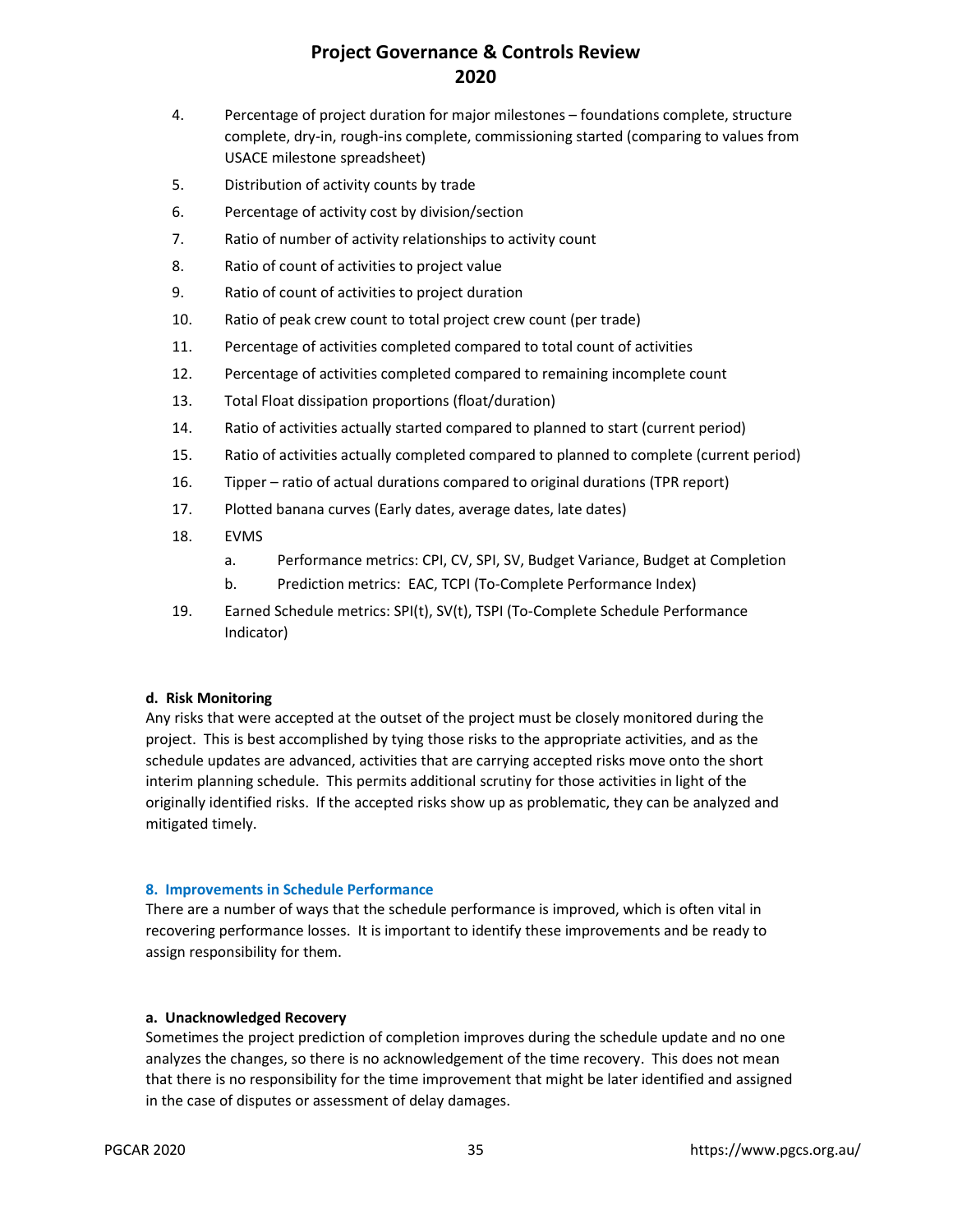4. Percentage of project duration for major milestones – foundations complete, structure complete, dry-in, rough-ins complete, commissioning started (comparing to values from USACE milestone spreadsheet)
5. Distribution of activity counts by trade
6. Percentage of activity cost by division/section
7. Ratio of number of activity relationships to activity count
8. Ratio of count of activities to project value
9. Ratio of count of activities to project duration
10. Ratio of peak crew count to total project crew count (per trade)
11. Percentage of activities completed compared to total count of activities
12. Percentage of activities completed compared to remaining incomplete count
13. Total Float dissipation proportions (float/duration)
14. Ratio of activities actually started compared to planned to start (current period)
15. Ratio of activities actually completed compared to planned to complete (current period)
16. Tipper – ratio of actual durations compared to original durations (TPR report)
17. Plotted banana curves (Early dates, average dates, late dates)
18. EVMS
    a. Performance metrics: CPI, CV, SPI, SV, Budget Variance, Budget at Completion
    b. Prediction metrics: EAC, TCPI (To-Complete Performance Index)
19. Earned Schedule metrics: SPI(t), SV(t), TSPI (To-Complete Schedule Performance Indicator)

**d. Risk Monitoring**

Any risks that were accepted at the outset of the project must be closely monitored during the project. This is best accomplished by tying those risks to the appropriate activities, and as the schedule updates are advanced, activities that are carrying accepted risks move onto the short interim planning schedule. This permits additional scrutiny for those activities in light of the originally identified risks. If the accepted risks show up as problematic, they can be analyzed and mitigated timely.

## 8. Improvements in Schedule Performance

There are a number of ways that the schedule performance is improved, which is often vital in recovering performance losses. It is important to identify these improvements and be ready to assign responsibility for them.

**a. Unacknowledged Recovery**

Sometimes the project prediction of completion improves during the schedule update and no one analyzes the changes, so there is no acknowledgement of the time recovery. This does not mean that there is no responsibility for the time improvement that might be later identified and assigned in the case of disputes or assessment of delay damages.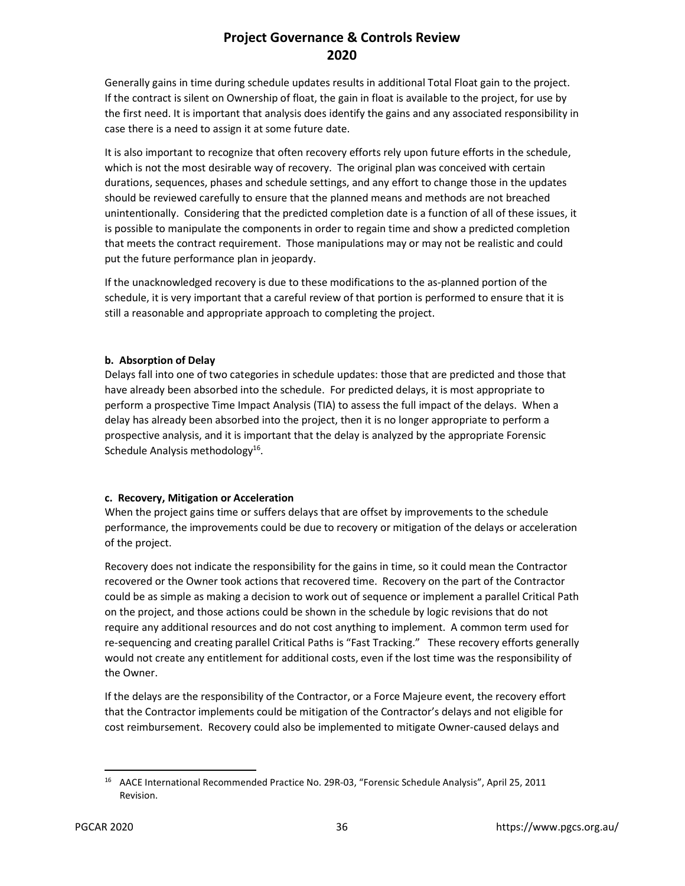Generally gains in time during schedule updates results in additional Total Float gain to the project. If the contract is silent on Ownership of float, the gain in float is available to the project, for use by the first need. It is important that analysis does identify the gains and any associated responsibility in case there is a need to assign it at some future date.

It is also important to recognize that often recovery efforts rely upon future efforts in the schedule, which is not the most desirable way of recovery. The original plan was conceived with certain durations, sequences, phases and schedule settings, and any effort to change those in the updates should be reviewed carefully to ensure that the planned means and methods are not breached unintentionally. Considering that the predicted completion date is a function of all of these issues, it is possible to manipulate the components in order to regain time and show a predicted completion that meets the contract requirement. Those manipulations may or may not be realistic and could put the future performance plan in jeopardy.

If the unacknowledged recovery is due to these modifications to the as-planned portion of the schedule, it is very important that a careful review of that portion is performed to ensure that it is still a reasonable and appropriate approach to completing the project.

**b. Absorption of Delay**

Delays fall into one of two categories in schedule updates: those that are predicted and those that have already been absorbed into the schedule. For predicted delays, it is most appropriate to perform a prospective Time Impact Analysis (TIA) to assess the full impact of the delays. When a delay has already been absorbed into the project, then it is no longer appropriate to perform a prospective analysis, and it is important that the delay is analyzed by the appropriate Forensic Schedule Analysis methodology[16].

**c. Recovery, Mitigation or Acceleration**

When the project gains time or suffers delays that are offset by improvements to the schedule performance, the improvements could be due to recovery or mitigation of the delays or acceleration of the project.

Recovery does not indicate the responsibility for the gains in time, so it could mean the Contractor recovered or the Owner took actions that recovered time. Recovery on the part of the Contractor could be as simple as making a decision to work out of sequence or implement a parallel Critical Path on the project, and those actions could be shown in the schedule by logic revisions that do not require any additional resources and do not cost anything to implement. A common term used for re-sequencing and creating parallel Critical Paths is "Fast Tracking." These recovery efforts generally would not create any entitlement for additional costs, even if the lost time was the responsibility of the Owner.

If the delays are the responsibility of the Contractor, or a Force Majeure event, the recovery effort that the Contractor implements could be mitigation of the Contractor's delays and not eligible for cost reimbursement. Recovery could also be implemented to mitigate Owner-caused delays and

[16] AACE International Recommended Practice No. 29R-03, "Forensic Schedule Analysis", April 25, 2011 Revision.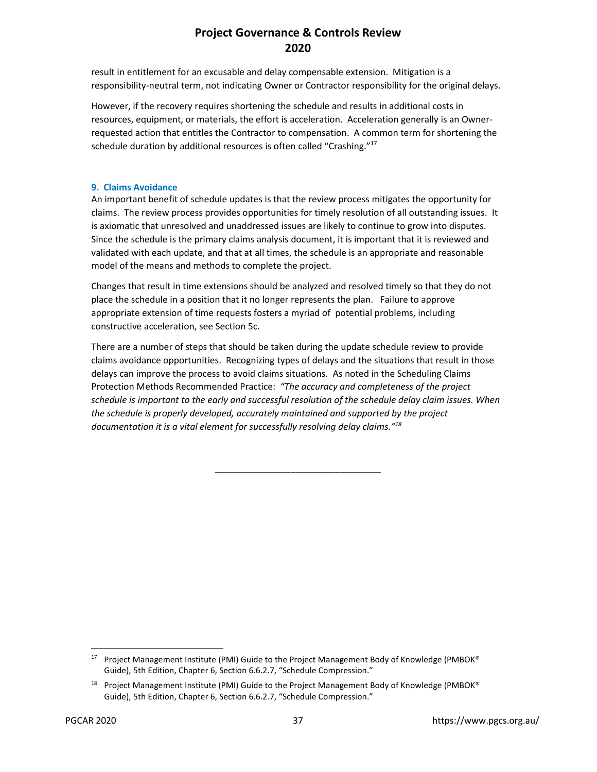result in entitlement for an excusable and delay compensable extension. Mitigation is a responsibility-neutral term, not indicating Owner or Contractor responsibility for the original delays.

However, if the recovery requires shortening the schedule and results in additional costs in resources, equipment, or materials, the effort is acceleration. Acceleration generally is an Owner-requested action that entitles the Contractor to compensation. A common term for shortening the schedule duration by additional resources is often called "Crashing."[17]

### 9. Claims Avoidance

An important benefit of schedule updates is that the review process mitigates the opportunity for claims. The review process provides opportunities for timely resolution of all outstanding issues. It is axiomatic that unresolved and unaddressed issues are likely to continue to grow into disputes. Since the schedule is the primary claims analysis document, it is important that it is reviewed and validated with each update, and that at all times, the schedule is an appropriate and reasonable model of the means and methods to complete the project.

Changes that result in time extensions should be analyzed and resolved timely so that they do not place the schedule in a position that it no longer represents the plan. Failure to approve appropriate extension of time requests fosters a myriad of potential problems, including constructive acceleration, see Section 5c.

There are a number of steps that should be taken during the update schedule review to provide claims avoidance opportunities. Recognizing types of delays and the situations that result in those delays can improve the process to avoid claims situations. As noted in the Scheduling Claims Protection Methods Recommended Practice: *"The accuracy and completeness of the project schedule is important to the early and successful resolution of the schedule delay claim issues. When the schedule is properly developed, accurately maintained and supported by the project documentation it is a vital element for successfully resolving delay claims."*[18]

---

[17] Project Management Institute (PMI) Guide to the Project Management Body of Knowledge (PMBOK® Guide), 5th Edition, Chapter 6, Section 6.6.2.7, "Schedule Compression."

[18] Project Management Institute (PMI) Guide to the Project Management Body of Knowledge (PMBOK® Guide), 5th Edition, Chapter 6, Section 6.6.2.7, "Schedule Compression."